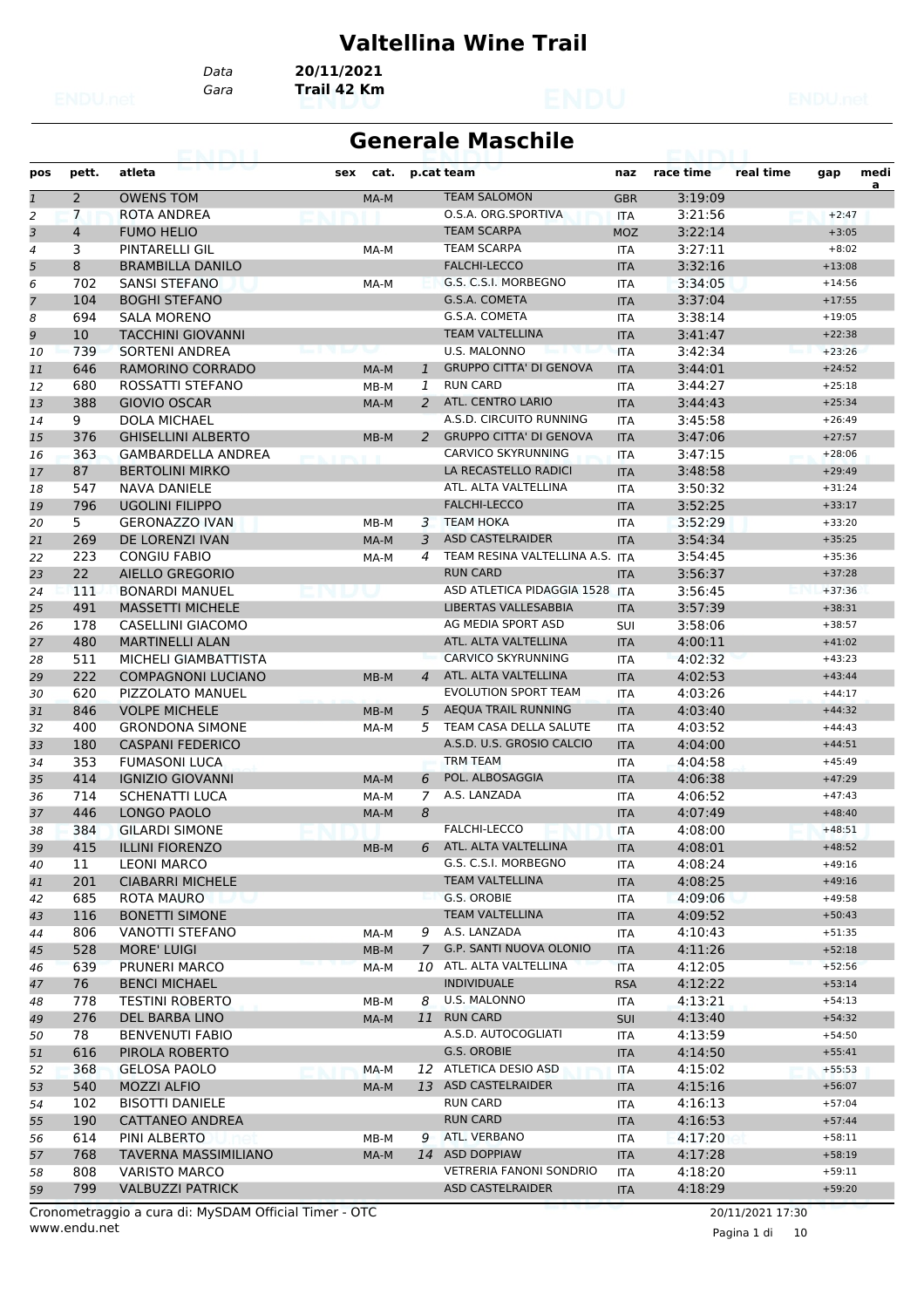# Valtellina Wine Trail

Data **20/11/2021**
Gara **Trail 42 Km**

## Generale Maschile

| pos | pett. | atleta | sex | cat. | p.cat | team | naz | race time | real time | gap | medi a |
|---|---|---|---|---|---|---|---|---|---|---|---|
| 1 | 2 | OWENS TOM | | MA-M | | TEAM SALOMON | GBR | 3:19:09 | | | |
| 2 | 7 | ROTA ANDREA | | | | O.S.A. ORG.SPORTIVA | ITA | 3:21:56 | | +2:47 | |
| 3 | 4 | FUMO HELIO | | | | TEAM SCARPA | MOZ | 3:22:14 | | +3:05 | |
| 4 | 3 | PINTARELLI GIL | | MA-M | | TEAM SCARPA | ITA | 3:27:11 | | +8:02 | |
| 5 | 8 | BRAMBILLA DANILO | | | | FALCHI-LECCO | ITA | 3:32:16 | | +13:08 | |
| 6 | 702 | SANSI STEFANO | | MA-M | | G.S. C.S.I. MORBEGNO | ITA | 3:34:05 | | +14:56 | |
| 7 | 104 | BOGHI STEFANO | | | | G.S.A. COMETA | ITA | 3:37:04 | | +17:55 | |
| 8 | 694 | SALA MORENO | | | | G.S.A. COMETA | ITA | 3:38:14 | | +19:05 | |
| 9 | 10 | TACCHINI GIOVANNI | | | | TEAM VALTELLINA | ITA | 3:41:47 | | +22:38 | |
| 10 | 739 | SORTENI ANDREA | | | | U.S. MALONNO | ITA | 3:42:34 | | +23:26 | |
| 11 | 646 | RAMORINO CORRADO | | MA-M | 1 | GRUPPO CITTA' DI GENOVA | ITA | 3:44:01 | | +24:52 | |
| 12 | 680 | ROSSATTI STEFANO | | MB-M | 1 | RUN CARD | ITA | 3:44:27 | | +25:18 | |
| 13 | 388 | GIOVIO OSCAR | | MA-M | 2 | ATL. CENTRO LARIO | ITA | 3:44:43 | | +25:34 | |
| 14 | 9 | DOLA MICHAEL | | | | A.S.D. CIRCUITO RUNNING | ITA | 3:45:58 | | +26:49 | |
| 15 | 376 | GHISELLINI ALBERTO | | MB-M | 2 | GRUPPO CITTA' DI GENOVA | ITA | 3:47:06 | | +27:57 | |
| 16 | 363 | GAMBARDELLA ANDREA | | | | CARVICO SKYRUNNING | ITA | 3:47:15 | | +28:06 | |
| 17 | 87 | BERTOLINI MIRKO | | | | LA RECASTELLO RADICI | ITA | 3:48:58 | | +29:49 | |
| 18 | 547 | NAVA DANIELE | | | | ATL. ALTA VALTELLINA | ITA | 3:50:32 | | +31:24 | |
| 19 | 796 | UGOLINI FILIPPO | | | | FALCHI-LECCO | ITA | 3:52:25 | | +33:17 | |
| 20 | 5 | GERONAZZO IVAN | | MB-M | 3 | TEAM HOKA | ITA | 3:52:29 | | +33:20 | |
| 21 | 269 | DE LORENZI IVAN | | MA-M | 3 | ASD CASTELRAIDER | ITA | 3:54:34 | | +35:25 | |
| 22 | 223 | CONGIU FABIO | | MA-M | 4 | TEAM RESINA VALTELLINA A.S. | ITA | 3:54:45 | | +35:36 | |
| 23 | 22 | AIELLO GREGORIO | | | | RUN CARD | ITA | 3:56:37 | | +37:28 | |
| 24 | 111 | BONARDI MANUEL | | | | ASD ATLETICA PIDAGGIA 1528 | ITA | 3:56:45 | | +37:36 | |
| 25 | 491 | MASSETTI MICHELE | | | | LIBERTAS VALLESABBIA | ITA | 3:57:39 | | +38:31 | |
| 26 | 178 | CASELLINI GIACOMO | | | | AG MEDIA SPORT ASD | SUI | 3:58:06 | | +38:57 | |
| 27 | 480 | MARTINELLI ALAN | | | | ATL. ALTA VALTELLINA | ITA | 4:00:11 | | +41:02 | |
| 28 | 511 | MICHELI GIAMBATTISTA | | | | CARVICO SKYRUNNING | ITA | 4:02:32 | | +43:23 | |
| 29 | 222 | COMPAGNONI LUCIANO | | MB-M | 4 | ATL. ALTA VALTELLINA | ITA | 4:02:53 | | +43:44 | |
| 30 | 620 | PIZZOLATO MANUEL | | | | EVOLUTION SPORT TEAM | ITA | 4:03:26 | | +44:17 | |
| 31 | 846 | VOLPE MICHELE | | MB-M | 5 | AEQUA TRAIL RUNNING | ITA | 4:03:40 | | +44:32 | |
| 32 | 400 | GRONDONA SIMONE | | MA-M | 5 | TEAM CASA DELLA SALUTE | ITA | 4:03:52 | | +44:43 | |
| 33 | 180 | CASPANI FEDERICO | | | | A.S.D. U.S. GROSIO CALCIO | ITA | 4:04:00 | | +44:51 | |
| 34 | 353 | FUMASONI LUCA | | | | TRM TEAM | ITA | 4:04:58 | | +45:49 | |
| 35 | 414 | IGNIZIO GIOVANNI | | MA-M | 6 | POL. ALBOSAGGIA | ITA | 4:06:38 | | +47:29 | |
| 36 | 714 | SCHENATTI LUCA | | MA-M | 7 | A.S. LANZADA | ITA | 4:06:52 | | +47:43 | |
| 37 | 446 | LONGO PAOLO | | MA-M | 8 | | ITA | 4:07:49 | | +48:40 | |
| 38 | 384 | GILARDI SIMONE | | | | FALCHI-LECCO | ITA | 4:08:00 | | +48:51 | |
| 39 | 415 | ILLINI FIORENZO | | MB-M | 6 | ATL. ALTA VALTELLINA | ITA | 4:08:01 | | +48:52 | |
| 40 | 11 | LEONI MARCO | | | | G.S. C.S.I. MORBEGNO | ITA | 4:08:24 | | +49:16 | |
| 41 | 201 | CIABARRI MICHELE | | | | TEAM VALTELLINA | ITA | 4:08:25 | | +49:16 | |
| 42 | 685 | ROTA MAURO | | | | G.S. OROBIE | ITA | 4:09:06 | | +49:58 | |
| 43 | 116 | BONETTI SIMONE | | | | TEAM VALTELLINA | ITA | 4:09:52 | | +50:43 | |
| 44 | 806 | VANOTTI STEFANO | | MA-M | 9 | A.S. LANZADA | ITA | 4:10:43 | | +51:35 | |
| 45 | 528 | MORE' LUIGI | | MB-M | 7 | G.P. SANTI NUOVA OLONIO | ITA | 4:11:26 | | +52:18 | |
| 46 | 639 | PRUNERI MARCO | | MA-M | 10 | ATL. ALTA VALTELLINA | ITA | 4:12:05 | | +52:56 | |
| 47 | 76 | BENCI MICHAEL | | | | INDIVIDUALE | RSA | 4:12:22 | | +53:14 | |
| 48 | 778 | TESTINI ROBERTO | | MB-M | 8 | U.S. MALONNO | ITA | 4:13:21 | | +54:13 | |
| 49 | 276 | DEL BARBA LINO | | MA-M | 11 | RUN CARD | SUI | 4:13:40 | | +54:32 | |
| 50 | 78 | BENVENUTI FABIO | | | | A.S.D. AUTOCOGLIATI | ITA | 4:13:59 | | +54:50 | |
| 51 | 616 | PIROLA ROBERTO | | | | G.S. OROBIE | ITA | 4:14:50 | | +55:41 | |
| 52 | 368 | GELOSA PAOLO | | MA-M | 12 | ATLETICA DESIO ASD | ITA | 4:15:02 | | +55:53 | |
| 53 | 540 | MOZZI ALFIO | | MA-M | 13 | ASD CASTELRAIDER | ITA | 4:15:16 | | +56:07 | |
| 54 | 102 | BISOTTI DANIELE | | | | RUN CARD | ITA | 4:16:13 | | +57:04 | |
| 55 | 190 | CATTANEO ANDREA | | | | RUN CARD | ITA | 4:16:53 | | +57:44 | |
| 56 | 614 | PINI ALBERTO | | MB-M | 9 | ATL. VERBANO | ITA | 4:17:20 | | +58:11 | |
| 57 | 768 | TAVERNA MASSIMILIANO | | MA-M | 14 | ASD DOPPIAW | ITA | 4:17:28 | | +58:19 | |
| 58 | 808 | VARISTO MARCO | | | | VETRERIA FANONI SONDRIO | ITA | 4:18:20 | | +59:11 | |
| 59 | 799 | VALBUZZI PATRICK | | | | ASD CASTELRAIDER | ITA | 4:18:29 | | +59:20 | |

Cronometraggio a cura di: MySDAM Official Timer - OTC
www.endu.net

20/11/2021 17:30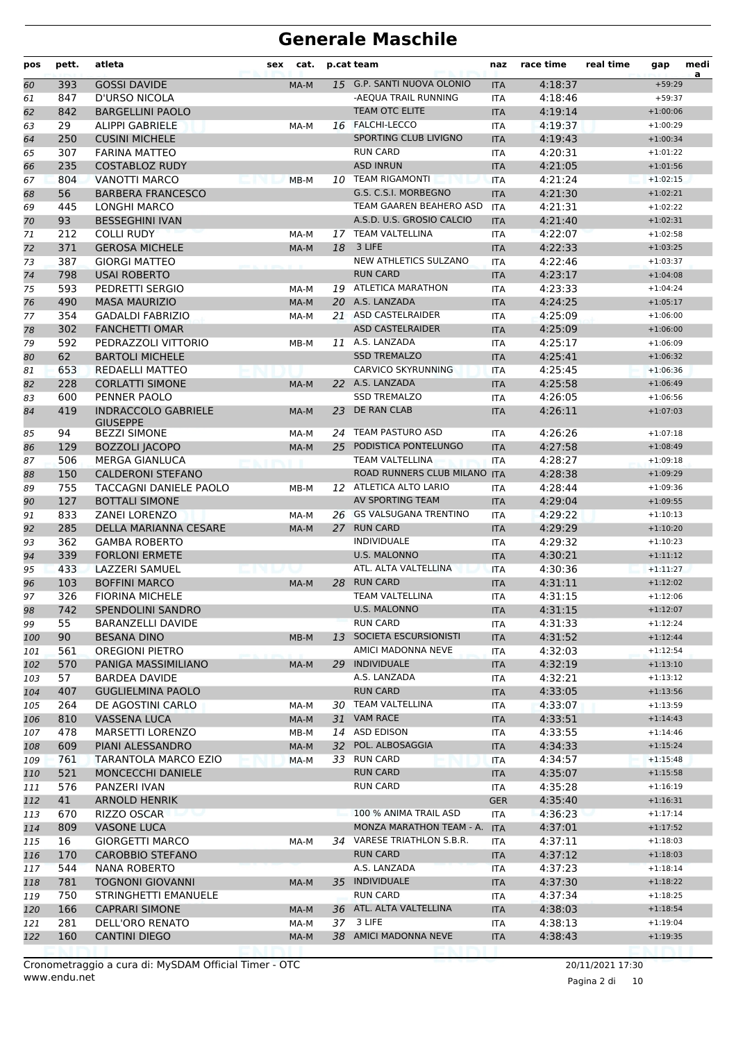# Generale Maschile

| pos | pett. | atleta | sex | cat. | p.cat | team | naz | race time | real time | gap | media |
|---|---|---|---|---|---|---|---|---|---|---|---|
| 60 | 393 | GOSSI DAVIDE | | MA-M | 15 | G.P. SANTI NUOVA OLONIO | ITA | 4:18:37 | | +59:29 | |
| 61 | 847 | D'URSO NICOLA | | | | -AEQUA TRAIL RUNNING | ITA | 4:18:46 | | +59:37 | |
| 62 | 842 | BARGELLINI PAOLO | | | | TEAM OTC ELITE | ITA | 4:19:14 | | +1:00:06 | |
| 63 | 29 | ALIPPI GABRIELE | | MA-M | 16 | FALCHI-LECCO | ITA | 4:19:37 | | +1:00:29 | |
| 64 | 250 | CUSINI MICHELE | | | | SPORTING CLUB LIVIGNO | ITA | 4:19:43 | | +1:00:34 | |
| 65 | 307 | FARINA MATTEO | | | | RUN CARD | ITA | 4:20:31 | | +1:01:22 | |
| 66 | 235 | COSTABLOZ RUDY | | | | ASD INRUN | ITA | 4:21:05 | | +1:01:56 | |
| 67 | 804 | VANOTTI MARCO | | MB-M | 10 | TEAM RIGAMONTI | ITA | 4:21:24 | | +1:02:15 | |
| 68 | 56 | BARBERA FRANCESCO | | | | G.S. C.S.I. MORBEGNO | ITA | 4:21:30 | | +1:02:21 | |
| 69 | 445 | LONGHI MARCO | | | | TEAM GAAREN BEAHERO ASD | ITA | 4:21:31 | | +1:02:22 | |
| 70 | 93 | BESSEGHINI IVAN | | | | A.S.D. U.S. GROSIO CALCIO | ITA | 4:21:40 | | +1:02:31 | |
| 71 | 212 | COLLI RUDY | | MA-M | 17 | TEAM VALTELLINA | ITA | 4:22:07 | | +1:02:58 | |
| 72 | 371 | GEROSA MICHELE | | MA-M | 18 | 3 LIFE | ITA | 4:22:33 | | +1:03:25 | |
| 73 | 387 | GIORGI MATTEO | | | | NEW ATHLETICS SULZANO | ITA | 4:22:46 | | +1:03:37 | |
| 74 | 798 | USAI ROBERTO | | | | RUN CARD | ITA | 4:23:17 | | +1:04:08 | |
| 75 | 593 | PEDRETTI SERGIO | | MA-M | 19 | ATLETICA MARATHON | ITA | 4:23:33 | | +1:04:24 | |
| 76 | 490 | MASA MAURIZIO | | MA-M | 20 | A.S. LANZADA | ITA | 4:24:25 | | +1:05:17 | |
| 77 | 354 | GADALDI FABRIZIO | | MA-M | 21 | ASD CASTELRAIDER | ITA | 4:25:09 | | +1:06:00 | |
| 78 | 302 | FANCHETTI OMAR | | | | ASD CASTELRAIDER | ITA | 4:25:09 | | +1:06:00 | |
| 79 | 592 | PEDRAZZOLI VITTORIO | | MB-M | 11 | A.S. LANZADA | ITA | 4:25:17 | | +1:06:09 | |
| 80 | 62 | BARTOLI MICHELE | | | | SSD TREMALZO | ITA | 4:25:41 | | +1:06:32 | |
| 81 | 653 | REDAELLI MATTEO | | | | CARVICO SKYRUNNING | ITA | 4:25:45 | | +1:06:36 | |
| 82 | 228 | CORLATTI SIMONE | | MA-M | 22 | A.S. LANZADA | ITA | 4:25:58 | | +1:06:49 | |
| 83 | 600 | PENNER PAOLO | | | | SSD TREMALZO | ITA | 4:26:05 | | +1:06:56 | |
| 84 | 419 | INDRACCOLO GABRIELE GIUSEPPE | | MA-M | 23 | DE RAN CLAB | ITA | 4:26:11 | | +1:07:03 | |
| 85 | 94 | BEZZI SIMONE | | MA-M | 24 | TEAM PASTURO ASD | ITA | 4:26:26 | | +1:07:18 | |
| 86 | 129 | BOZZOLI JACOPO | | MA-M | 25 | PODISTICA PONTELUNGO | ITA | 4:27:58 | | +1:08:49 | |
| 87 | 506 | MERGA GIANLUCA | | | | TEAM VALTELLINA | ITA | 4:28:27 | | +1:09:18 | |
| 88 | 150 | CALDERONI STEFANO | | | | ROAD RUNNERS CLUB MILANO | ITA | 4:28:38 | | +1:09:29 | |
| 89 | 755 | TACCAGNI DANIELE PAOLO | | MB-M | 12 | ATLETICA ALTO LARIO | ITA | 4:28:44 | | +1:09:36 | |
| 90 | 127 | BOTTALI SIMONE | | | | AV SPORTING TEAM | ITA | 4:29:04 | | +1:09:55 | |
| 91 | 833 | ZANEI LORENZO | | MA-M | 26 | GS VALSUGANA TRENTINO | ITA | 4:29:22 | | +1:10:13 | |
| 92 | 285 | DELLA MARIANNA CESARE | | MA-M | 27 | RUN CARD | ITA | 4:29:29 | | +1:10:20 | |
| 93 | 362 | GAMBA ROBERTO | | | | INDIVIDUALE | ITA | 4:29:32 | | +1:10:23 | |
| 94 | 339 | FORLONI ERMETE | | | | U.S. MALONNO | ITA | 4:30:21 | | +1:11:12 | |
| 95 | 433 | LAZZERI SAMUEL | | | | ATL. ALTA VALTELLINA | ITA | 4:30:36 | | +1:11:27 | |
| 96 | 103 | BOFFINI MARCO | | MA-M | 28 | RUN CARD | ITA | 4:31:11 | | +1:12:02 | |
| 97 | 326 | FIORINA MICHELE | | | | TEAM VALTELLINA | ITA | 4:31:15 | | +1:12:06 | |
| 98 | 742 | SPENDOLINI SANDRO | | | | U.S. MALONNO | ITA | 4:31:15 | | +1:12:07 | |
| 99 | 55 | BARANZELLI DAVIDE | | | | RUN CARD | ITA | 4:31:33 | | +1:12:24 | |
| 100 | 90 | BESANA DINO | | MB-M | 13 | SOCIETA ESCURSIONISTI | ITA | 4:31:52 | | +1:12:44 | |
| 101 | 561 | OREGIONI PIETRO | | | | AMICI MADONNA NEVE | ITA | 4:32:03 | | +1:12:54 | |
| 102 | 570 | PANIGA MASSIMILIANO | | MA-M | 29 | INDIVIDUALE | ITA | 4:32:19 | | +1:13:10 | |
| 103 | 57 | BARDEA DAVIDE | | | | A.S. LANZADA | ITA | 4:32:21 | | +1:13:12 | |
| 104 | 407 | GUGLIELMINA PAOLO | | | | RUN CARD | ITA | 4:33:05 | | +1:13:56 | |
| 105 | 264 | DE AGOSTINI CARLO | | MA-M | 30 | TEAM VALTELLINA | ITA | 4:33:07 | | +1:13:59 | |
| 106 | 810 | VASSENA LUCA | | MA-M | 31 | VAM RACE | ITA | 4:33:51 | | +1:14:43 | |
| 107 | 478 | MARSETTI LORENZO | | MB-M | 14 | ASD EDISON | ITA | 4:33:55 | | +1:14:46 | |
| 108 | 609 | PIANI ALESSANDRO | | MA-M | 32 | POL. ALBOSAGGIA | ITA | 4:34:33 | | +1:15:24 | |
| 109 | 761 | TARANTOLA MARCO EZIO | | MA-M | 33 | RUN CARD | ITA | 4:34:57 | | +1:15:48 | |
| 110 | 521 | MONCECCHI DANIELE | | | | RUN CARD | ITA | 4:35:07 | | +1:15:58 | |
| 111 | 576 | PANZERI IVAN | | | | RUN CARD | ITA | 4:35:28 | | +1:16:19 | |
| 112 | 41 | ARNOLD HENRIK | | | | | GER | 4:35:40 | | +1:16:31 | |
| 113 | 670 | RIZZO OSCAR | | | | 100 % ANIMA TRAIL ASD | ITA | 4:36:23 | | +1:17:14 | |
| 114 | 809 | VASONE LUCA | | | | MONZA MARATHON TEAM - A. | ITA | 4:37:01 | | +1:17:52 | |
| 115 | 16 | GIORGETTI MARCO | | MA-M | 34 | VARESE TRIATHLON S.B.R. | ITA | 4:37:11 | | +1:18:03 | |
| 116 | 170 | CAROBBIO STEFANO | | | | RUN CARD | ITA | 4:37:12 | | +1:18:03 | |
| 117 | 544 | NANA ROBERTO | | | | A.S. LANZADA | ITA | 4:37:23 | | +1:18:14 | |
| 118 | 781 | TOGNONI GIOVANNI | | MA-M | 35 | INDIVIDUALE | ITA | 4:37:30 | | +1:18:22 | |
| 119 | 750 | STRINGHETTI EMANUELE | | | | RUN CARD | ITA | 4:37:34 | | +1:18:25 | |
| 120 | 166 | CAPRARI SIMONE | | MA-M | 36 | ATL. ALTA VALTELLINA | ITA | 4:38:03 | | +1:18:54 | |
| 121 | 281 | DELL'ORO RENATO | | MA-M | 37 | 3 LIFE | ITA | 4:38:13 | | +1:19:04 | |
| 122 | 160 | CANTINI DIEGO | | MA-M | 38 | AMICI MADONNA NEVE | ITA | 4:38:43 | | +1:19:35 | |

Cronometraggio a cura di: MySDAM Official Timer - OTC
www.endu.net

20/11/2021 17:30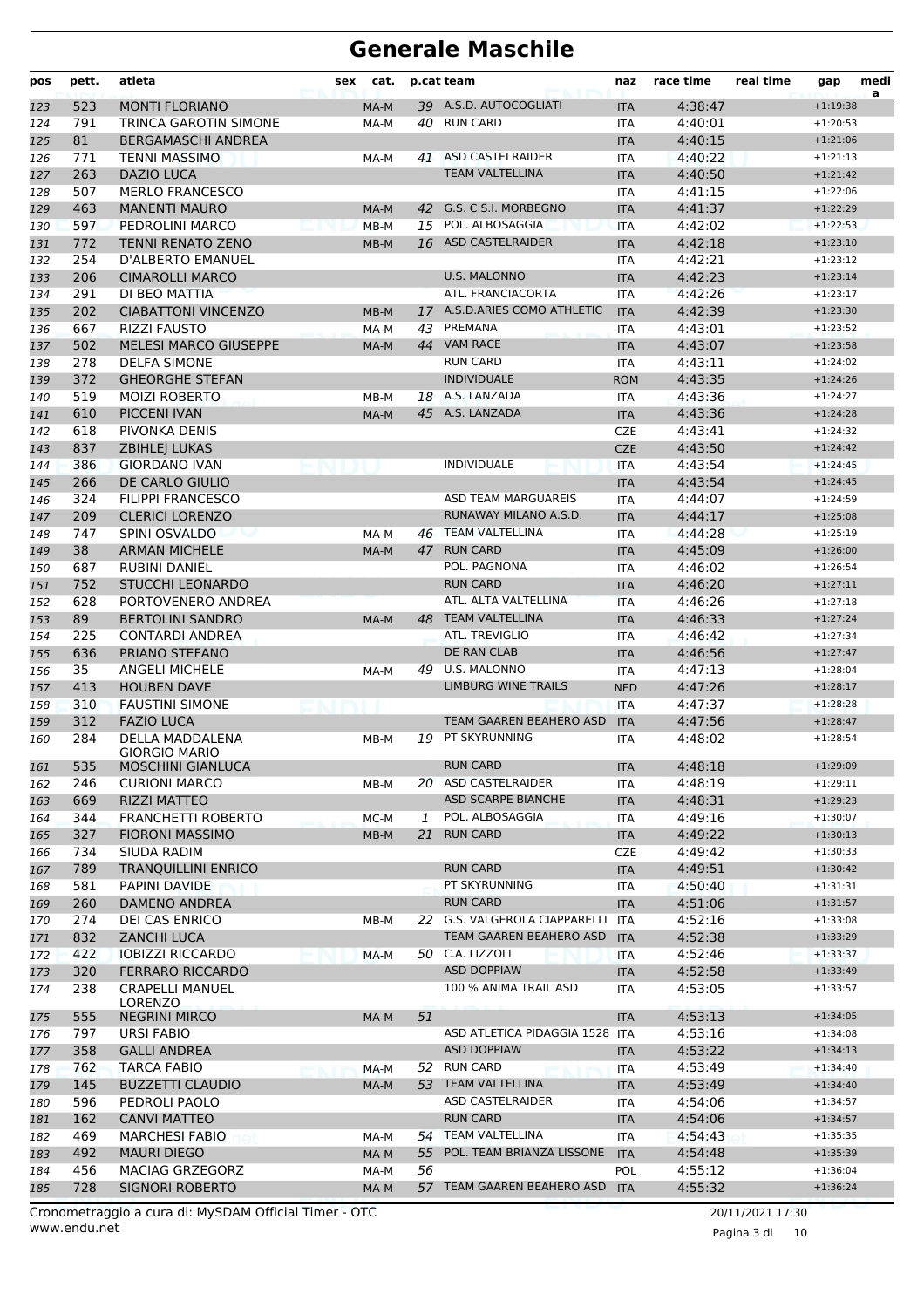# Generale Maschile

| pos | pett. | atleta | sex | cat. | p.cat | team | naz | race time | real time | gap | medi a |
|---|---|---|---|---|---|---|---|---|---|---|---|
| 123 | 523 | MONTI FLORIANO | | MA-M | 39 | A.S.D. AUTOCOGLIATI | ITA | 4:38:47 | | +1:19:38 | |
| 124 | 791 | TRINCA GAROTIN SIMONE | | MA-M | 40 | RUN CARD | ITA | 4:40:01 | | +1:20:53 | |
| 125 | 81 | BERGAMASCHI ANDREA | | | | | ITA | 4:40:15 | | +1:21:06 | |
| 126 | 771 | TENNI MASSIMO | | MA-M | 41 | ASD CASTELRAIDER | ITA | 4:40:22 | | +1:21:13 | |
| 127 | 263 | DAZIO LUCA | | | | TEAM VALTELLINA | ITA | 4:40:50 | | +1:21:42 | |
| 128 | 507 | MERLO FRANCESCO | | | | | ITA | 4:41:15 | | +1:22:06 | |
| 129 | 463 | MANENTI MAURO | | MA-M | 42 | G.S. C.S.I. MORBEGNO | ITA | 4:41:37 | | +1:22:29 | |
| 130 | 597 | PEDROLINI MARCO | | MB-M | 15 | POL. ALBOSAGGIA | ITA | 4:42:02 | | +1:22:53 | |
| 131 | 772 | TENNI RENATO ZENO | | MB-M | 16 | ASD CASTELRAIDER | ITA | 4:42:18 | | +1:23:10 | |
| 132 | 254 | D'ALBERTO EMANUEL | | | | | ITA | 4:42:21 | | +1:23:12 | |
| 133 | 206 | CIMAROLLI MARCO | | | | U.S. MALONNO | ITA | 4:42:23 | | +1:23:14 | |
| 134 | 291 | DI BEO MATTIA | | | | ATL. FRANCIACORTA | ITA | 4:42:26 | | +1:23:17 | |
| 135 | 202 | CIABATTONI VINCENZO | | MB-M | 17 | A.S.D.ARIES COMO ATHLETIC | ITA | 4:42:39 | | +1:23:30 | |
| 136 | 667 | RIZZI FAUSTO | | MA-M | 43 | PREMANA | ITA | 4:43:01 | | +1:23:52 | |
| 137 | 502 | MELESI MARCO GIUSEPPE | | MA-M | 44 | VAM RACE | ITA | 4:43:07 | | +1:23:58 | |
| 138 | 278 | DELFA SIMONE | | | | RUN CARD | ITA | 4:43:11 | | +1:24:02 | |
| 139 | 372 | GHEORGHE STEFAN | | | | INDIVIDUALE | ROM | 4:43:35 | | +1:24:26 | |
| 140 | 519 | MOIZI ROBERTO | | MB-M | 18 | A.S. LANZADA | ITA | 4:43:36 | | +1:24:27 | |
| 141 | 610 | PICCENI IVAN | | MA-M | 45 | A.S. LANZADA | ITA | 4:43:36 | | +1:24:28 | |
| 142 | 618 | PIVONKA DENIS | | | | | CZE | 4:43:41 | | +1:24:32 | |
| 143 | 837 | ZBIHLEJ LUKAS | | | | | CZE | 4:43:50 | | +1:24:42 | |
| 144 | 386 | GIORDANO IVAN | | | | INDIVIDUALE | ITA | 4:43:54 | | +1:24:45 | |
| 145 | 266 | DE CARLO GIULIO | | | | | ITA | 4:43:54 | | +1:24:45 | |
| 146 | 324 | FILIPPI FRANCESCO | | | | ASD TEAM MARGUAREIS | ITA | 4:44:07 | | +1:24:59 | |
| 147 | 209 | CLERICI LORENZO | | | | RUNAWAY MILANO A.S.D. | ITA | 4:44:17 | | +1:25:08 | |
| 148 | 747 | SPINI OSVALDO | | MA-M | 46 | TEAM VALTELLINA | ITA | 4:44:28 | | +1:25:19 | |
| 149 | 38 | ARMAN MICHELE | | MA-M | 47 | RUN CARD | ITA | 4:45:09 | | +1:26:00 | |
| 150 | 687 | RUBINI DANIEL | | | | POL. PAGNONA | ITA | 4:46:02 | | +1:26:54 | |
| 151 | 752 | STUCCHI LEONARDO | | | | RUN CARD | ITA | 4:46:20 | | +1:27:11 | |
| 152 | 628 | PORTOVENERO ANDREA | | | | ATL. ALTA VALTELLINA | ITA | 4:46:26 | | +1:27:18 | |
| 153 | 89 | BERTOLINI SANDRO | | MA-M | 48 | TEAM VALTELLINA | ITA | 4:46:33 | | +1:27:24 | |
| 154 | 225 | CONTARDI ANDREA | | | | ATL. TREVIGLIO | ITA | 4:46:42 | | +1:27:34 | |
| 155 | 636 | PRIANO STEFANO | | | | DE RAN CLAB | ITA | 4:46:56 | | +1:27:47 | |
| 156 | 35 | ANGELI MICHELE | | MA-M | 49 | U.S. MALONNO | ITA | 4:47:13 | | +1:28:04 | |
| 157 | 413 | HOUBEN DAVE | | | | LIMBURG WINE TRAILS | NED | 4:47:26 | | +1:28:17 | |
| 158 | 310 | FAUSTINI SIMONE | | | | | ITA | 4:47:37 | | +1:28:28 | |
| 159 | 312 | FAZIO LUCA | | | | TEAM GAAREN BEAHERO ASD | ITA | 4:47:56 | | +1:28:47 | |
| 160 | 284 | DELLA MADDALENA GIORGIO MARIO | | MB-M | 19 | PT SKYRUNNING | ITA | 4:48:02 | | +1:28:54 | |
| 161 | 535 | MOSCHINI GIANLUCA | | | | RUN CARD | ITA | 4:48:18 | | +1:29:09 | |
| 162 | 246 | CURIONI MARCO | | MB-M | 20 | ASD CASTELRAIDER | ITA | 4:48:19 | | +1:29:11 | |
| 163 | 669 | RIZZI MATTEO | | | | ASD SCARPE BIANCHE | ITA | 4:48:31 | | +1:29:23 | |
| 164 | 344 | FRANCHETTI ROBERTO | | MC-M | 1 | POL. ALBOSAGGIA | ITA | 4:49:16 | | +1:30:07 | |
| 165 | 327 | FIORONI MASSIMO | | MB-M | 21 | RUN CARD | ITA | 4:49:22 | | +1:30:13 | |
| 166 | 734 | SIUDA RADIM | | | | | CZE | 4:49:42 | | +1:30:33 | |
| 167 | 789 | TRANQUILLINI ENRICO | | | | RUN CARD | ITA | 4:49:51 | | +1:30:42 | |
| 168 | 581 | PAPINI DAVIDE | | | | PT SKYRUNNING | ITA | 4:50:40 | | +1:31:31 | |
| 169 | 260 | DAMENO ANDREA | | | | RUN CARD | ITA | 4:51:06 | | +1:31:57 | |
| 170 | 274 | DEI CAS ENRICO | | MB-M | 22 | G.S. VALGEROLA CIAPPARELLI | ITA | 4:52:16 | | +1:33:08 | |
| 171 | 832 | ZANCHI LUCA | | | | TEAM GAAREN BEAHERO ASD | ITA | 4:52:38 | | +1:33:29 | |
| 172 | 422 | IOBIZZI RICCARDO | | MA-M | 50 | C.A. LIZZOLI | ITA | 4:52:46 | | +1:33:37 | |
| 173 | 320 | FERRARO RICCARDO | | | | ASD DOPPIAW | ITA | 4:52:58 | | +1:33:49 | |
| 174 | 238 | CRAPELLI MANUEL LORENZO | | | | 100 % ANIMA TRAIL ASD | ITA | 4:53:05 | | +1:33:57 | |
| 175 | 555 | NEGRINI MIRCO | | MA-M | 51 | | ITA | 4:53:13 | | +1:34:05 | |
| 176 | 797 | URSI FABIO | | | | ASD ATLETICA PIDAGGIA 1528 | ITA | 4:53:16 | | +1:34:08 | |
| 177 | 358 | GALLI ANDREA | | | | ASD DOPPIAW | ITA | 4:53:22 | | +1:34:13 | |
| 178 | 762 | TARCA FABIO | | MA-M | 52 | RUN CARD | ITA | 4:53:49 | | +1:34:40 | |
| 179 | 145 | BUZZETTI CLAUDIO | | MA-M | 53 | TEAM VALTELLINA | ITA | 4:53:49 | | +1:34:40 | |
| 180 | 596 | PEDROLI PAOLO | | | | ASD CASTELRAIDER | ITA | 4:54:06 | | +1:34:57 | |
| 181 | 162 | CANVI MATTEO | | | | RUN CARD | ITA | 4:54:06 | | +1:34:57 | |
| 182 | 469 | MARCHESI FABIO | | MA-M | 54 | TEAM VALTELLINA | ITA | 4:54:43 | | +1:35:35 | |
| 183 | 492 | MAURI DIEGO | | MA-M | 55 | POL. TEAM BRIANZA LISSONE | ITA | 4:54:48 | | +1:35:39 | |
| 184 | 456 | MACIAG GRZEGORZ | | MA-M | 56 | | POL | 4:55:12 | | +1:36:04 | |
| 185 | 728 | SIGNORI ROBERTO | | MA-M | 57 | TEAM GAAREN BEAHERO ASD | ITA | 4:55:32 | | +1:36:24 | |

Cronometraggio a cura di: MySDAM Official Timer - OTC
www.endu.net

20/11/2021 17:30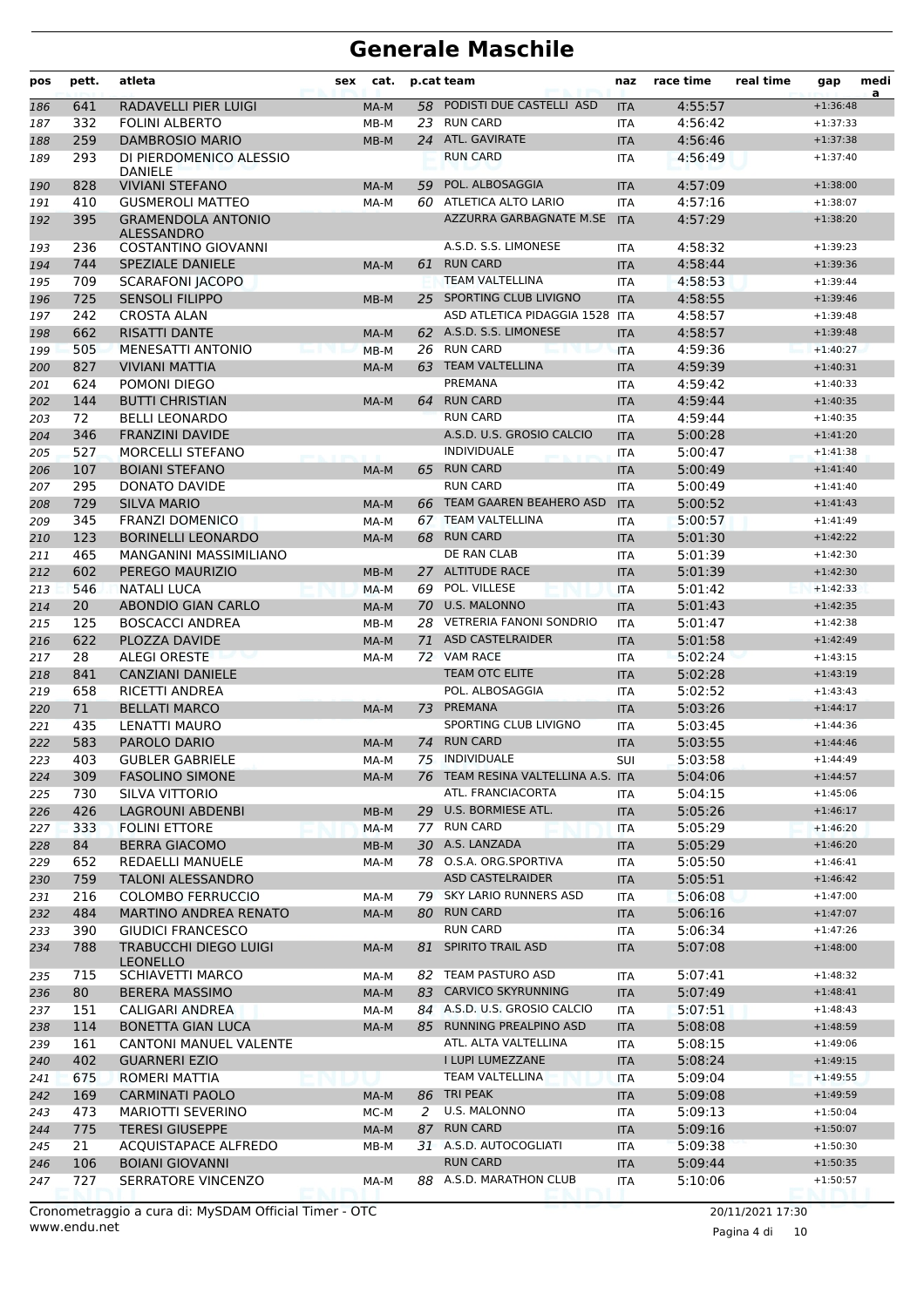# Generale Maschile

| pos | pett. | atleta | sex | cat. | p.cat | team | naz | race time | real time | gap | media |
|---|---|---|---|---|---|---|---|---|---|---|---|
| 186 | 641 | RADAVELLI PIER LUIGI | | MA-M | 58 | PODISTI DUE CASTELLI ASD | ITA | 4:55:57 | | +1:36:48 | |
| 187 | 332 | FOLINI ALBERTO | | MB-M | 23 | RUN CARD | ITA | 4:56:42 | | +1:37:33 | |
| 188 | 259 | DAMBROSIO MARIO | | MB-M | 24 | ATL. GAVIRATE | ITA | 4:56:46 | | +1:37:38 | |
| 189 | 293 | DI PIERDOMENICO ALESSIO DANIELE | | | | RUN CARD | ITA | 4:56:49 | | +1:37:40 | |
| 190 | 828 | VIVIANI STEFANO | | MA-M | 59 | POL. ALBOSAGGIA | ITA | 4:57:09 | | +1:38:00 | |
| 191 | 410 | GUSMEROLI MATTEO | | MA-M | 60 | ATLETICA ALTO LARIO | ITA | 4:57:16 | | +1:38:07 | |
| 192 | 395 | GRAMENDOLA ANTONIO ALESSANDRO | | | | AZZURRA GARBAGNATE M.SE | ITA | 4:57:29 | | +1:38:20 | |
| 193 | 236 | COSTANTINO GIOVANNI | | | | A.S.D. S.S. LIMONESE | ITA | 4:58:32 | | +1:39:23 | |
| 194 | 744 | SPEZIALE DANIELE | | MA-M | 61 | RUN CARD | ITA | 4:58:44 | | +1:39:36 | |
| 195 | 709 | SCARAFONI JACOPO | | | | TEAM VALTELLINA | ITA | 4:58:53 | | +1:39:44 | |
| 196 | 725 | SENSOLI FILIPPO | | MB-M | 25 | SPORTING CLUB LIVIGNO | ITA | 4:58:55 | | +1:39:46 | |
| 197 | 242 | CROSTA ALAN | | | | ASD ATLETICA PIDAGGIA 1528 | ITA | 4:58:57 | | +1:39:48 | |
| 198 | 662 | RISATTI DANTE | | MA-M | 62 | A.S.D. S.S. LIMONESE | ITA | 4:58:57 | | +1:39:48 | |
| 199 | 505 | MENESATTI ANTONIO | | MB-M | 26 | RUN CARD | ITA | 4:59:36 | | +1:40:27 | |
| 200 | 827 | VIVIANI MATTIA | | MA-M | 63 | TEAM VALTELLINA | ITA | 4:59:39 | | +1:40:31 | |
| 201 | 624 | POMONI DIEGO | | | | PREMANA | ITA | 4:59:42 | | +1:40:33 | |
| 202 | 144 | BUTTI CHRISTIAN | | MA-M | 64 | RUN CARD | ITA | 4:59:44 | | +1:40:35 | |
| 203 | 72 | BELLI LEONARDO | | | | RUN CARD | ITA | 4:59:44 | | +1:40:35 | |
| 204 | 346 | FRANZINI DAVIDE | | | | A.S.D. U.S. GROSIO CALCIO | ITA | 5:00:28 | | +1:41:20 | |
| 205 | 527 | MORCELLI STEFANO | | | | INDIVIDUALE | ITA | 5:00:47 | | +1:41:38 | |
| 206 | 107 | BOIANI STEFANO | | MA-M | 65 | RUN CARD | ITA | 5:00:49 | | +1:41:40 | |
| 207 | 295 | DONATO DAVIDE | | | | RUN CARD | ITA | 5:00:49 | | +1:41:40 | |
| 208 | 729 | SILVA MARIO | | MA-M | 66 | TEAM GAAREN BEAHERO ASD | ITA | 5:00:52 | | +1:41:43 | |
| 209 | 345 | FRANZI DOMENICO | | MA-M | 67 | TEAM VALTELLINA | ITA | 5:00:57 | | +1:41:49 | |
| 210 | 123 | BORINELLI LEONARDO | | MA-M | 68 | RUN CARD | ITA | 5:01:30 | | +1:42:22 | |
| 211 | 465 | MANGANINI MASSIMILIANO | | | | DE RAN CLAB | ITA | 5:01:39 | | +1:42:30 | |
| 212 | 602 | PEREGO MAURIZIO | | MB-M | 27 | ALTITUDE RACE | ITA | 5:01:39 | | +1:42:30 | |
| 213 | 546 | NATALI LUCA | | MA-M | 69 | POL. VILLESE | ITA | 5:01:42 | | +1:42:33 | |
| 214 | 20 | ABONDIO GIAN CARLO | | MA-M | 70 | U.S. MALONNO | ITA | 5:01:43 | | +1:42:35 | |
| 215 | 125 | BOSCACCI ANDREA | | MB-M | 28 | VETRERIA FANONI SONDRIO | ITA | 5:01:47 | | +1:42:38 | |
| 216 | 622 | PLOZZA DAVIDE | | MA-M | 71 | ASD CASTELRAIDER | ITA | 5:01:58 | | +1:42:49 | |
| 217 | 28 | ALEGI ORESTE | | MA-M | 72 | VAM RACE | ITA | 5:02:24 | | +1:43:15 | |
| 218 | 841 | CANZIANI DANIELE | | | | TEAM OTC ELITE | ITA | 5:02:28 | | +1:43:19 | |
| 219 | 658 | RICETTI ANDREA | | | | POL. ALBOSAGGIA | ITA | 5:02:52 | | +1:43:43 | |
| 220 | 71 | BELLATI MARCO | | MA-M | 73 | PREMANA | ITA | 5:03:26 | | +1:44:17 | |
| 221 | 435 | LENATTI MAURO | | | | SPORTING CLUB LIVIGNO | ITA | 5:03:45 | | +1:44:36 | |
| 222 | 583 | PAROLO DARIO | | MA-M | 74 | RUN CARD | ITA | 5:03:55 | | +1:44:46 | |
| 223 | 403 | GUBLER GABRIELE | | MA-M | 75 | INDIVIDUALE | SUI | 5:03:58 | | +1:44:49 | |
| 224 | 309 | FASOLINO SIMONE | | MA-M | 76 | TEAM RESINA VALTELLINA A.S. | ITA | 5:04:06 | | +1:44:57 | |
| 225 | 730 | SILVA VITTORIO | | | | ATL. FRANCIACORTA | ITA | 5:04:15 | | +1:45:06 | |
| 226 | 426 | LAGROUNI ABDENBI | | MB-M | 29 | U.S. BORMIESE ATL. | ITA | 5:05:26 | | +1:46:17 | |
| 227 | 333 | FOLINI ETTORE | | MA-M | 77 | RUN CARD | ITA | 5:05:29 | | +1:46:20 | |
| 228 | 84 | BERRA GIACOMO | | MB-M | 30 | A.S. LANZADA | ITA | 5:05:29 | | +1:46:20 | |
| 229 | 652 | REDAELLI MANUELE | | MA-M | 78 | O.S.A. ORG.SPORTIVA | ITA | 5:05:50 | | +1:46:41 | |
| 230 | 759 | TALONI ALESSANDRO | | | | ASD CASTELRAIDER | ITA | 5:05:51 | | +1:46:42 | |
| 231 | 216 | COLOMBO FERRUCCIO | | MA-M | 79 | SKY LARIO RUNNERS ASD | ITA | 5:06:08 | | +1:47:00 | |
| 232 | 484 | MARTINO ANDREA RENATO | | MA-M | 80 | RUN CARD | ITA | 5:06:16 | | +1:47:07 | |
| 233 | 390 | GIUDICI FRANCESCO | | | | RUN CARD | ITA | 5:06:34 | | +1:47:26 | |
| 234 | 788 | TRABUCCHI DIEGO LUIGI LEONELLO | | MA-M | 81 | SPIRITO TRAIL ASD | ITA | 5:07:08 | | +1:48:00 | |
| 235 | 715 | SCHIAVETTI MARCO | | MA-M | 82 | TEAM PASTURO ASD | ITA | 5:07:41 | | +1:48:32 | |
| 236 | 80 | BERERA MASSIMO | | MA-M | 83 | CARVICO SKYRUNNING | ITA | 5:07:49 | | +1:48:41 | |
| 237 | 151 | CALIGARI ANDREA | | MA-M | 84 | A.S.D. U.S. GROSIO CALCIO | ITA | 5:07:51 | | +1:48:43 | |
| 238 | 114 | BONETTA GIAN LUCA | | MA-M | 85 | RUNNING PREALPINO ASD | ITA | 5:08:08 | | +1:48:59 | |
| 239 | 161 | CANTONI MANUEL VALENTE | | | | ATL. ALTA VALTELLINA | ITA | 5:08:15 | | +1:49:06 | |
| 240 | 402 | GUARNERI EZIO | | | | I LUPI LUMEZZANE | ITA | 5:08:24 | | +1:49:15 | |
| 241 | 675 | ROMERI MATTIA | | | | TEAM VALTELLINA | ITA | 5:09:04 | | +1:49:55 | |
| 242 | 169 | CARMINATI PAOLO | | MA-M | 86 | TRI PEAK | ITA | 5:09:08 | | +1:49:59 | |
| 243 | 473 | MARIOTTI SEVERINO | | MC-M | 2 | U.S. MALONNO | ITA | 5:09:13 | | +1:50:04 | |
| 244 | 775 | TERESI GIUSEPPE | | MA-M | 87 | RUN CARD | ITA | 5:09:16 | | +1:50:07 | |
| 245 | 21 | ACQUISTAPACE ALFREDO | | MB-M | 31 | A.S.D. AUTOCOGLIATI | ITA | 5:09:38 | | +1:50:30 | |
| 246 | 106 | BOIANI GIOVANNI | | | | RUN CARD | ITA | 5:09:44 | | +1:50:35 | |
| 247 | 727 | SERRATORE VINCENZO | | MA-M | 88 | A.S.D. MARATHON CLUB | ITA | 5:10:06 | | +1:50:57 | |

Cronometraggio a cura di: MySDAM Official Timer - OTC
www.endu.net

20/11/2021 17:30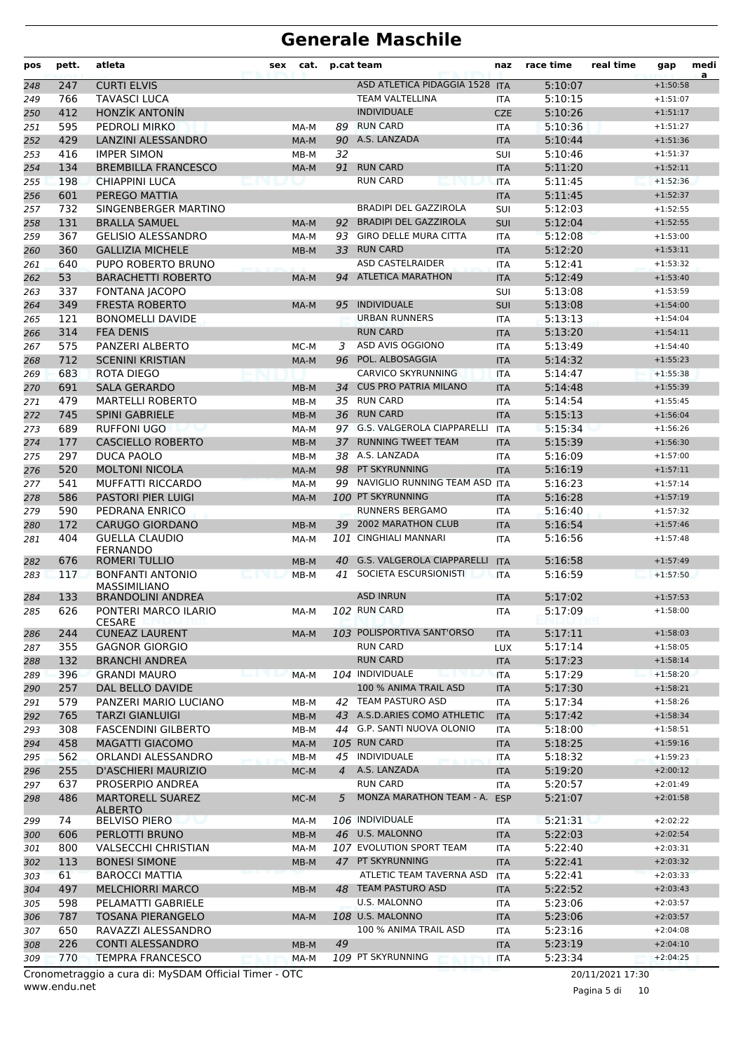# Generale Maschile

| pos | pett. | atleta | sex | cat. | p.cat | team | naz | race time | real time | gap | media |
|---|---|---|---|---|---|---|---|---|---|---|---|
| 248 | 247 | CURTI ELVIS | | | | ASD ATLETICA PIDAGGIA 1528 | ITA | 5:10:07 | | +1:50:58 | |
| 249 | 766 | TAVASCI LUCA | | | | TEAM VALTELLINA | ITA | 5:10:15 | | +1:51:07 | |
| 250 | 412 | HONZÍK ANTONÍN | | | | INDIVIDUALE | CZE | 5:10:26 | | +1:51:17 | |
| 251 | 595 | PEDROLI MIRKO | | MA-M | 89 | RUN CARD | ITA | 5:10:36 | | +1:51:27 | |
| 252 | 429 | LANZINI ALESSANDRO | | MA-M | 90 | A.S. LANZADA | ITA | 5:10:44 | | +1:51:36 | |
| 253 | 416 | IMPER SIMON | | MB-M | 32 | | SUI | 5:10:46 | | +1:51:37 | |
| 254 | 134 | BREMBILLA FRANCESCO | | MA-M | 91 | RUN CARD | ITA | 5:11:20 | | +1:52:11 | |
| 255 | 198 | CHIAPPINI LUCA | | | | RUN CARD | ITA | 5:11:45 | | +1:52:36 | |
| 256 | 601 | PEREGO MATTIA | | | | | ITA | 5:11:45 | | +1:52:37 | |
| 257 | 732 | SINGENBERGER MARTINO | | | | BRADIPI DEL GAZZIROLA | SUI | 5:12:03 | | +1:52:55 | |
| 258 | 131 | BRALLA SAMUEL | | MA-M | 92 | BRADIPI DEL GAZZIROLA | SUI | 5:12:04 | | +1:52:55 | |
| 259 | 367 | GELISIO ALESSANDRO | | MA-M | 93 | GIRO DELLE MURA CITTA | ITA | 5:12:08 | | +1:53:00 | |
| 260 | 360 | GALLIZIA MICHELE | | MB-M | 33 | RUN CARD | ITA | 5:12:20 | | +1:53:11 | |
| 261 | 640 | PUPO ROBERTO BRUNO | | | | ASD CASTELRAIDER | ITA | 5:12:41 | | +1:53:32 | |
| 262 | 53 | BARACHETTI ROBERTO | | MA-M | 94 | ATLETICA MARATHON | ITA | 5:12:49 | | +1:53:40 | |
| 263 | 337 | FONTANA JACOPO | | | | | SUI | 5:13:08 | | +1:53:59 | |
| 264 | 349 | FRESTA ROBERTO | | MA-M | 95 | INDIVIDUALE | SUI | 5:13:08 | | +1:54:00 | |
| 265 | 121 | BONOMELLI DAVIDE | | | | URBAN RUNNERS | ITA | 5:13:13 | | +1:54:04 | |
| 266 | 314 | FEA DENIS | | | | RUN CARD | ITA | 5:13:20 | | +1:54:11 | |
| 267 | 575 | PANZERI ALBERTO | | MC-M | 3 | ASD AVIS OGGIONO | ITA | 5:13:49 | | +1:54:40 | |
| 268 | 712 | SCENINI KRISTIAN | | MA-M | 96 | POL. ALBOSAGGIA | ITA | 5:14:32 | | +1:55:23 | |
| 269 | 683 | ROTA DIEGO | | | | CARVICO SKYRUNNING | ITA | 5:14:47 | | +1:55:38 | |
| 270 | 691 | SALA GERARDO | | MB-M | 34 | CUS PRO PATRIA MILANO | ITA | 5:14:48 | | +1:55:39 | |
| 271 | 479 | MARTELLI ROBERTO | | MB-M | 35 | RUN CARD | ITA | 5:14:54 | | +1:55:45 | |
| 272 | 745 | SPINI GABRIELE | | MB-M | 36 | RUN CARD | ITA | 5:15:13 | | +1:56:04 | |
| 273 | 689 | RUFFONI UGO | | MA-M | 97 | G.S. VALGEROLA CIAPPARELLI | ITA | 5:15:34 | | +1:56:26 | |
| 274 | 177 | CASCIELLO ROBERTO | | MB-M | 37 | RUNNING TWEET TEAM | ITA | 5:15:39 | | +1:56:30 | |
| 275 | 297 | DUCA PAOLO | | MB-M | 38 | A.S. LANZADA | ITA | 5:16:09 | | +1:57:00 | |
| 276 | 520 | MOLTONI NICOLA | | MA-M | 98 | PT SKYRUNNING | ITA | 5:16:19 | | +1:57:11 | |
| 277 | 541 | MUFFATTI RICCARDO | | MA-M | 99 | NAVIGLIO RUNNING TEAM ASD | ITA | 5:16:23 | | +1:57:14 | |
| 278 | 586 | PASTORI PIER LUIGI | | MA-M | 100 | PT SKYRUNNING | ITA | 5:16:28 | | +1:57:19 | |
| 279 | 590 | PEDRANA ENRICO | | | | RUNNERS BERGAMO | ITA | 5:16:40 | | +1:57:32 | |
| 280 | 172 | CARUGO GIORDANO | | MB-M | 39 | 2002 MARATHON CLUB | ITA | 5:16:54 | | +1:57:46 | |
| 281 | 404 | GUELLA CLAUDIO FERNANDO | | MA-M | 101 | CINGHIALI MANNARI | ITA | 5:16:56 | | +1:57:48 | |
| 282 | 676 | ROMERI TULLIO | | MB-M | 40 | G.S. VALGEROLA CIAPPARELLI | ITA | 5:16:58 | | +1:57:49 | |
| 283 | 117 | BONFANTI ANTONIO MASSIMILIANO | | MB-M | 41 | SOCIETA ESCURSIONISTI | ITA | 5:16:59 | | +1:57:50 | |
| 284 | 133 | BRANDOLINI ANDREA | | | | ASD INRUN | ITA | 5:17:02 | | +1:57:53 | |
| 285 | 626 | PONTERI MARCO ILARIO CESARE | | MA-M | 102 | RUN CARD | ITA | 5:17:09 | | +1:58:00 | |
| 286 | 244 | CUNEAZ LAURENT | | MA-M | 103 | POLISPORTIVA SANT'ORSO | ITA | 5:17:11 | | +1:58:03 | |
| 287 | 355 | GAGNOR GIORGIO | | | | RUN CARD | LUX | 5:17:14 | | +1:58:05 | |
| 288 | 132 | BRANCHI ANDREA | | | | RUN CARD | ITA | 5:17:23 | | +1:58:14 | |
| 289 | 396 | GRANDI MAURO | | MA-M | 104 | INDIVIDUALE | ITA | 5:17:29 | | +1:58:20 | |
| 290 | 257 | DAL BELLO DAVIDE | | | | 100 % ANIMA TRAIL ASD | ITA | 5:17:30 | | +1:58:21 | |
| 291 | 579 | PANZERI MARIO LUCIANO | | MB-M | 42 | TEAM PASTURO ASD | ITA | 5:17:34 | | +1:58:26 | |
| 292 | 765 | TARZI GIANLUIGI | | MB-M | 43 | A.S.D.ARIES COMO ATHLETIC | ITA | 5:17:42 | | +1:58:34 | |
| 293 | 308 | FASCENDINI GILBERTO | | MB-M | 44 | G.P. SANTI NUOVA OLONIO | ITA | 5:18:00 | | +1:58:51 | |
| 294 | 458 | MAGATTI GIACOMO | | MA-M | 105 | RUN CARD | ITA | 5:18:25 | | +1:59:16 | |
| 295 | 562 | ORLANDI ALESSANDRO | | MB-M | 45 | INDIVIDUALE | ITA | 5:18:32 | | +1:59:23 | |
| 296 | 255 | D'ASCHIERI MAURIZIO | | MC-M | 4 | A.S. LANZADA | ITA | 5:19:20 | | +2:00:12 | |
| 297 | 637 | PROSERPIO ANDREA | | | | RUN CARD | ITA | 5:20:57 | | +2:01:49 | |
| 298 | 486 | MARTORELL SUAREZ ALBERTO | | MC-M | 5 | MONZA MARATHON TEAM - A. | ESP | 5:21:07 | | +2:01:58 | |
| 299 | 74 | BELVISO PIERO | | MA-M | 106 | INDIVIDUALE | ITA | 5:21:31 | | +2:02:22 | |
| 300 | 606 | PERLOTTI BRUNO | | MB-M | 46 | U.S. MALONNO | ITA | 5:22:03 | | +2:02:54 | |
| 301 | 800 | VALSECCHI CHRISTIAN | | MA-M | 107 | EVOLUTION SPORT TEAM | ITA | 5:22:40 | | +2:03:31 | |
| 302 | 113 | BONESI SIMONE | | MB-M | 47 | PT SKYRUNNING | ITA | 5:22:41 | | +2:03:32 | |
| 303 | 61 | BAROCCI MATTIA | | | | ATLETIC TEAM TAVERNA ASD | ITA | 5:22:41 | | +2:03:33 | |
| 304 | 497 | MELCHIORRI MARCO | | MB-M | 48 | TEAM PASTURO ASD | ITA | 5:22:52 | | +2:03:43 | |
| 305 | 598 | PELAMATTI GABRIELE | | | | U.S. MALONNO | ITA | 5:23:06 | | +2:03:57 | |
| 306 | 787 | TOSANA PIERANGELO | | MA-M | 108 | U.S. MALONNO | ITA | 5:23:06 | | +2:03:57 | |
| 307 | 650 | RAVAZZI ALESSANDRO | | | | 100 % ANIMA TRAIL ASD | ITA | 5:23:16 | | +2:04:08 | |
| 308 | 226 | CONTI ALESSANDRO | | MB-M | 49 | | ITA | 5:23:19 | | +2:04:10 | |
| 309 | 770 | TEMPRA FRANCESCO | | MA-M | 109 | PT SKYRUNNING | ITA | 5:23:34 | | +2:04:25 | |

Cronometraggio a cura di: MySDAM Official Timer - OTC

www.endu.net

20/11/2021 17:30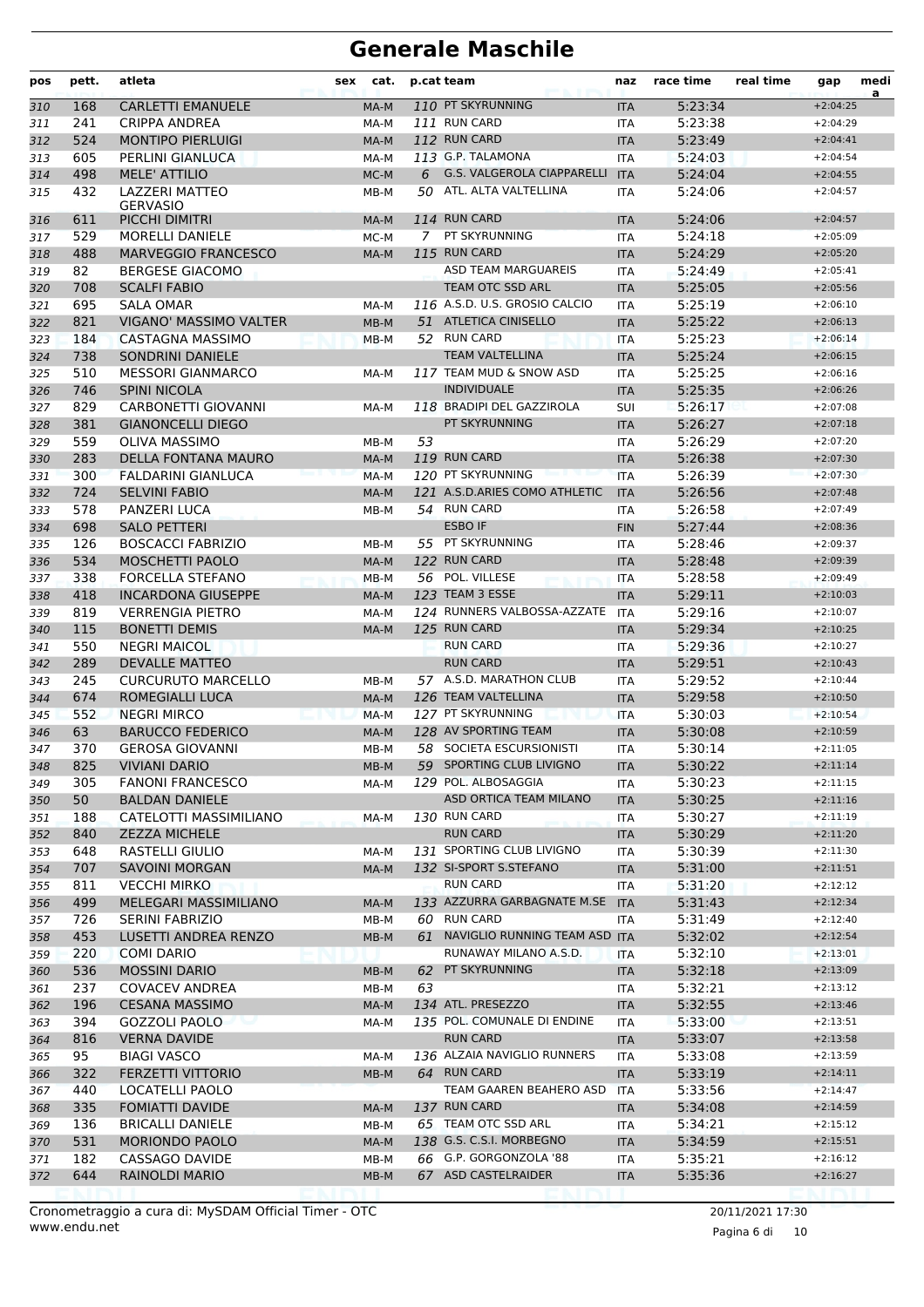# Generale Maschile

| pos | pett. | atleta | sex | cat. | p.cat | team | naz | race time | real time | gap | media |
|---|---|---|---|---|---|---|---|---|---|---|---|
| 310 | 168 | CARLETTI EMANUELE | | MA-M | 110 | PT SKYRUNNING | ITA | 5:23:34 | | +2:04:25 | |
| 311 | 241 | CRIPPA ANDREA | | MA-M | 111 | RUN CARD | ITA | 5:23:38 | | +2:04:29 | |
| 312 | 524 | MONTIPO PIERLUIGI | | MA-M | 112 | RUN CARD | ITA | 5:23:49 | | +2:04:41 | |
| 313 | 605 | PERLINI GIANLUCA | | MA-M | 113 | G.P. TALAMONA | ITA | 5:24:03 | | +2:04:54 | |
| 314 | 498 | MELE' ATTILIO | | MC-M | 6 | G.S. VALGEROLA CIAPPARELLI | ITA | 5:24:04 | | +2:04:55 | |
| 315 | 432 | LAZZERI MATTEO GERVASIO | | MB-M | 50 | ATL. ALTA VALTELLINA | ITA | 5:24:06 | | +2:04:57 | |
| 316 | 611 | PICCHI DIMITRI | | MA-M | 114 | RUN CARD | ITA | 5:24:06 | | +2:04:57 | |
| 317 | 529 | MORELLI DANIELE | | MC-M | 7 | PT SKYRUNNING | ITA | 5:24:18 | | +2:05:09 | |
| 318 | 488 | MARVEGGIO FRANCESCO | | MA-M | 115 | RUN CARD | ITA | 5:24:29 | | +2:05:20 | |
| 319 | 82 | BERGESE GIACOMO | | | | ASD TEAM MARGUAREIS | ITA | 5:24:49 | | +2:05:41 | |
| 320 | 708 | SCALFI FABIO | | | | TEAM OTC SSD ARL | ITA | 5:25:05 | | +2:05:56 | |
| 321 | 695 | SALA OMAR | | MA-M | 116 | A.S.D. U.S. GROSIO CALCIO | ITA | 5:25:19 | | +2:06:10 | |
| 322 | 821 | VIGANO' MASSIMO VALTER | | MB-M | 51 | ATLETICA CINISELLO | ITA | 5:25:22 | | +2:06:13 | |
| 323 | 184 | CASTAGNA MASSIMO | | MB-M | 52 | RUN CARD | ITA | 5:25:23 | | +2:06:14 | |
| 324 | 738 | SONDRINI DANIELE | | | | TEAM VALTELLINA | ITA | 5:25:24 | | +2:06:15 | |
| 325 | 510 | MESSORI GIANMARCO | | MA-M | 117 | TEAM MUD & SNOW ASD | ITA | 5:25:25 | | +2:06:16 | |
| 326 | 746 | SPINI NICOLA | | | | INDIVIDUALE | ITA | 5:25:35 | | +2:06:26 | |
| 327 | 829 | CARBONETTI GIOVANNI | | MA-M | 118 | BRADIPI DEL GAZZIROLA | SUI | 5:26:17 | | +2:07:08 | |
| 328 | 381 | GIANONCELLI DIEGO | | | | PT SKYRUNNING | ITA | 5:26:27 | | +2:07:18 | |
| 329 | 559 | OLIVA MASSIMO | | MB-M | 53 | | ITA | 5:26:29 | | +2:07:20 | |
| 330 | 283 | DELLA FONTANA MAURO | | MA-M | 119 | RUN CARD | ITA | 5:26:38 | | +2:07:30 | |
| 331 | 300 | FALDARINI GIANLUCA | | MA-M | 120 | PT SKYRUNNING | ITA | 5:26:39 | | +2:07:30 | |
| 332 | 724 | SELVINI FABIO | | MA-M | 121 | A.S.D.ARIES COMO ATHLETIC | ITA | 5:26:56 | | +2:07:48 | |
| 333 | 578 | PANZERI LUCA | | MB-M | 54 | RUN CARD | ITA | 5:26:58 | | +2:07:49 | |
| 334 | 698 | SALO PETTERI | | | | ESBO IF | FIN | 5:27:44 | | +2:08:36 | |
| 335 | 126 | BOSCACCI FABRIZIO | | MB-M | 55 | PT SKYRUNNING | ITA | 5:28:46 | | +2:09:37 | |
| 336 | 534 | MOSCHETTI PAOLO | | MA-M | 122 | RUN CARD | ITA | 5:28:48 | | +2:09:39 | |
| 337 | 338 | FORCELLA STEFANO | | MB-M | 56 | POL. VILLESE | ITA | 5:28:58 | | +2:09:49 | |
| 338 | 418 | INCARDONA GIUSEPPE | | MA-M | 123 | TEAM 3 ESSE | ITA | 5:29:11 | | +2:10:03 | |
| 339 | 819 | VERRENGIA PIETRO | | MA-M | 124 | RUNNERS VALBOSSA-AZZATE | ITA | 5:29:16 | | +2:10:07 | |
| 340 | 115 | BONETTI DEMIS | | MA-M | 125 | RUN CARD | ITA | 5:29:34 | | +2:10:25 | |
| 341 | 550 | NEGRI MAICOL | | | | RUN CARD | ITA | 5:29:36 | | +2:10:27 | |
| 342 | 289 | DEVALLE MATTEO | | | | RUN CARD | ITA | 5:29:51 | | +2:10:43 | |
| 343 | 245 | CURCURUTO MARCELLO | | MB-M | 57 | A.S.D. MARATHON CLUB | ITA | 5:29:52 | | +2:10:44 | |
| 344 | 674 | ROMEGIALLI LUCA | | MA-M | 126 | TEAM VALTELLINA | ITA | 5:29:58 | | +2:10:50 | |
| 345 | 552 | NEGRI MIRCO | | MA-M | 127 | PT SKYRUNNING | ITA | 5:30:03 | | +2:10:54 | |
| 346 | 63 | BARUCCO FEDERICO | | MA-M | 128 | AV SPORTING TEAM | ITA | 5:30:08 | | +2:10:59 | |
| 347 | 370 | GEROSA GIOVANNI | | MB-M | 58 | SOCIETA ESCURSIONISTI | ITA | 5:30:14 | | +2:11:05 | |
| 348 | 825 | VIVIANI DARIO | | MB-M | 59 | SPORTING CLUB LIVIGNO | ITA | 5:30:22 | | +2:11:14 | |
| 349 | 305 | FANONI FRANCESCO | | MA-M | 129 | POL. ALBOSAGGIA | ITA | 5:30:23 | | +2:11:15 | |
| 350 | 50 | BALDAN DANIELE | | | | ASD ORTICA TEAM MILANO | ITA | 5:30:25 | | +2:11:16 | |
| 351 | 188 | CATELOTTI MASSIMILIANO | | MA-M | 130 | RUN CARD | ITA | 5:30:27 | | +2:11:19 | |
| 352 | 840 | ZEZZA MICHELE | | | | RUN CARD | ITA | 5:30:29 | | +2:11:20 | |
| 353 | 648 | RASTELLI GIULIO | | MA-M | 131 | SPORTING CLUB LIVIGNO | ITA | 5:30:39 | | +2:11:30 | |
| 354 | 707 | SAVOINI MORGAN | | MA-M | 132 | SI-SPORT S.STEFANO | ITA | 5:31:00 | | +2:11:51 | |
| 355 | 811 | VECCHI MIRKO | | | | RUN CARD | ITA | 5:31:20 | | +2:12:12 | |
| 356 | 499 | MELEGARI MASSIMILIANO | | MA-M | 133 | AZZURRA GARBAGNATE M.SE | ITA | 5:31:43 | | +2:12:34 | |
| 357 | 726 | SERINI FABRIZIO | | MB-M | 60 | RUN CARD | ITA | 5:31:49 | | +2:12:40 | |
| 358 | 453 | LUSETTI ANDREA RENZO | | MB-M | 61 | NAVIGLIO RUNNING TEAM ASD | ITA | 5:32:02 | | +2:12:54 | |
| 359 | 220 | COMI DARIO | | | | RUNAWAY MILANO A.S.D. | ITA | 5:32:10 | | +2:13:01 | |
| 360 | 536 | MOSSINI DARIO | | MB-M | 62 | PT SKYRUNNING | ITA | 5:32:18 | | +2:13:09 | |
| 361 | 237 | COVACEV ANDREA | | MB-M | 63 | | ITA | 5:32:21 | | +2:13:12 | |
| 362 | 196 | CESANA MASSIMO | | MA-M | 134 | ATL. PRESEZZO | ITA | 5:32:55 | | +2:13:46 | |
| 363 | 394 | GOZZOLI PAOLO | | MA-M | 135 | POL. COMUNALE DI ENDINE | ITA | 5:33:00 | | +2:13:51 | |
| 364 | 816 | VERNA DAVIDE | | | | RUN CARD | ITA | 5:33:07 | | +2:13:58 | |
| 365 | 95 | BIAGI VASCO | | MA-M | 136 | ALZAIA NAVIGLIO RUNNERS | ITA | 5:33:08 | | +2:13:59 | |
| 366 | 322 | FERZETTI VITTORIO | | MB-M | 64 | RUN CARD | ITA | 5:33:19 | | +2:14:11 | |
| 367 | 440 | LOCATELLI PAOLO | | | | TEAM GAAREN BEAHERO ASD | ITA | 5:33:56 | | +2:14:47 | |
| 368 | 335 | FOMIATTI DAVIDE | | MA-M | 137 | RUN CARD | ITA | 5:34:08 | | +2:14:59 | |
| 369 | 136 | BRICALLI DANIELE | | MB-M | 65 | TEAM OTC SSD ARL | ITA | 5:34:21 | | +2:15:12 | |
| 370 | 531 | MORIONDO PAOLO | | MA-M | 138 | G.S. C.S.I. MORBEGNO | ITA | 5:34:59 | | +2:15:51 | |
| 371 | 182 | CASSAGO DAVIDE | | MB-M | 66 | G.P. GORGONZOLA '88 | ITA | 5:35:21 | | +2:16:12 | |
| 372 | 644 | RAINOLDI MARIO | | MB-M | 67 | ASD CASTELRAIDER | ITA | 5:35:36 | | +2:16:27 | |

Cronometraggio a cura di: MySDAM Official Timer - OTC
www.endu.net

20/11/2021 17:30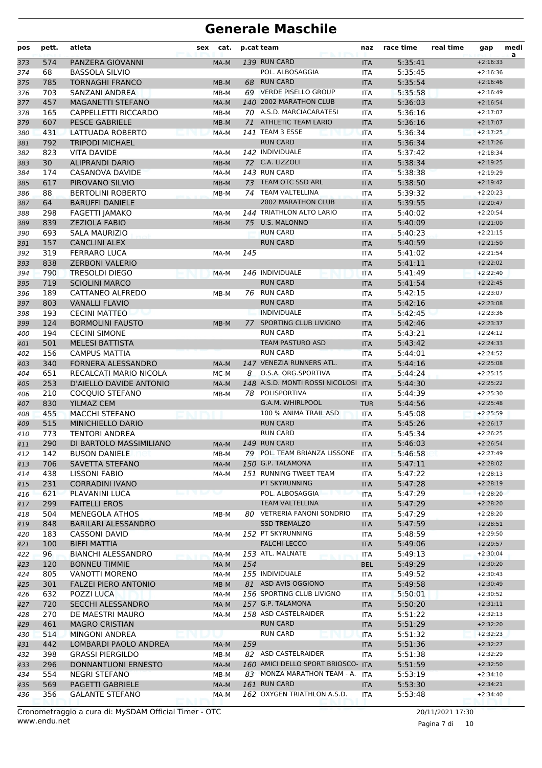# Generale Maschile

| pos | pett. | atleta | sex | cat. | p.cat | team | naz | race time | real time | gap | media |
|---|---|---|---|---|---|---|---|---|---|---|---|
| 373 | 574 | PANZERA GIOVANNI | | MA-M | 139 | RUN CARD | ITA | 5:35:41 | | +2:16:33 | |
| 374 | 68 | BASSOLA SILVIO | | | | POL. ALBOSAGGIA | ITA | 5:35:45 | | +2:16:36 | |
| 375 | 785 | TORNAGHI FRANCO | | MB-M | 68 | RUN CARD | ITA | 5:35:54 | | +2:16:46 | |
| 376 | 703 | SANZANI ANDREA | | MB-M | 69 | VERDE PISELLO GROUP | ITA | 5:35:58 | | +2:16:49 | |
| 377 | 457 | MAGANETTI STEFANO | | MA-M | 140 | 2002 MARATHON CLUB | ITA | 5:36:03 | | +2:16:54 | |
| 378 | 165 | CAPPELLETTI RICCARDO | | MB-M | 70 | A.S.D. MARCIACARATESI | ITA | 5:36:16 | | +2:17:07 | |
| 379 | 607 | PESCE GABRIELE | | MB-M | 71 | ATHLETIC TEAM LARIO | ITA | 5:36:16 | | +2:17:07 | |
| 380 | 431 | LATTUADA ROBERTO | | MA-M | 141 | TEAM 3 ESSE | ITA | 5:36:34 | | +2:17:25 | |
| 381 | 792 | TRIPODI MICHAEL | | | | RUN CARD | ITA | 5:36:34 | | +2:17:26 | |
| 382 | 823 | VITA DAVIDE | | MA-M | 142 | INDIVIDUALE | ITA | 5:37:42 | | +2:18:34 | |
| 383 | 30 | ALIPRANDI DARIO | | MB-M | 72 | C.A. LIZZOLI | ITA | 5:38:34 | | +2:19:25 | |
| 384 | 174 | CASANOVA DAVIDE | | MA-M | 143 | RUN CARD | ITA | 5:38:38 | | +2:19:29 | |
| 385 | 617 | PIROVANO SILVIO | | MB-M | 73 | TEAM OTC SSD ARL | ITA | 5:38:50 | | +2:19:42 | |
| 386 | 88 | BERTOLINI ROBERTO | | MB-M | 74 | TEAM VALTELLINA | ITA | 5:39:32 | | +2:20:23 | |
| 387 | 64 | BARUFFI DANIELE | | | | 2002 MARATHON CLUB | ITA | 5:39:55 | | +2:20:47 | |
| 388 | 298 | FAGETTI JAMAKO | | MA-M | 144 | TRIATHLON ALTO LARIO | ITA | 5:40:02 | | +2:20:54 | |
| 389 | 839 | ZEZIOLA FABIO | | MB-M | 75 | U.S. MALONNO | ITA | 5:40:09 | | +2:21:00 | |
| 390 | 693 | SALA MAURIZIO | | | | RUN CARD | ITA | 5:40:23 | | +2:21:15 | |
| 391 | 157 | CANCLINI ALEX | | | | RUN CARD | ITA | 5:40:59 | | +2:21:50 | |
| 392 | 319 | FERRARO LUCA | | MA-M | 145 | | ITA | 5:41:02 | | +2:21:54 | |
| 393 | 838 | ZERBONI VALERIO | | | | | ITA | 5:41:11 | | +2:22:02 | |
| 394 | 790 | TRESOLDI DIEGO | | MA-M | 146 | INDIVIDUALE | ITA | 5:41:49 | | +2:22:40 | |
| 395 | 719 | SCIOLINI MARCO | | | | RUN CARD | ITA | 5:41:54 | | +2:22:45 | |
| 396 | 189 | CATTANEO ALFREDO | | MB-M | 76 | RUN CARD | ITA | 5:42:15 | | +2:23:07 | |
| 397 | 803 | VANALLI FLAVIO | | | | RUN CARD | ITA | 5:42:16 | | +2:23:08 | |
| 398 | 193 | CECINI MATTEO | | | | INDIVIDUALE | ITA | 5:42:45 | | +2:23:36 | |
| 399 | 124 | BORMOLINI FAUSTO | | MB-M | 77 | SPORTING CLUB LIVIGNO | ITA | 5:42:46 | | +2:23:37 | |
| 400 | 194 | CECINI SIMONE | | | | RUN CARD | ITA | 5:43:21 | | +2:24:12 | |
| 401 | 501 | MELESI BATTISTA | | | | TEAM PASTURO ASD | ITA | 5:43:42 | | +2:24:33 | |
| 402 | 156 | CAMPUS MATTIA | | | | RUN CARD | ITA | 5:44:01 | | +2:24:52 | |
| 403 | 340 | FORNERA ALESSANDRO | | MA-M | 147 | VENEZIA RUNNERS ATL. | ITA | 5:44:16 | | +2:25:08 | |
| 404 | 651 | RECALCATI MARIO NICOLA | | MC-M | 8 | O.S.A. ORG.SPORTIVA | ITA | 5:44:24 | | +2:25:15 | |
| 405 | 253 | D'AIELLO DAVIDE ANTONIO | | MA-M | 148 | A.S.D. MONTI ROSSI NICOLOSI | ITA | 5:44:30 | | +2:25:22 | |
| 406 | 210 | COCQUIO STEFANO | | MB-M | 78 | POLISPORTIVA | ITA | 5:44:39 | | +2:25:30 | |
| 407 | 830 | YILMAZ CEM | | | | G.A.M. WHIRLPOOL | TUR | 5:44:56 | | +2:25:48 | |
| 408 | 455 | MACCHI STEFANO | | | | 100 % ANIMA TRAIL ASD | ITA | 5:45:08 | | +2:25:59 | |
| 409 | 515 | MINICHIELLO DARIO | | | | RUN CARD | ITA | 5:45:26 | | +2:26:17 | |
| 410 | 773 | TENTORI ANDREA | | | | RUN CARD | ITA | 5:45:34 | | +2:26:25 | |
| 411 | 290 | DI BARTOLO MASSIMILIANO | | MA-M | 149 | RUN CARD | ITA | 5:46:03 | | +2:26:54 | |
| 412 | 142 | BUSON DANIELE | | MB-M | 79 | POL. TEAM BRIANZA LISSONE | ITA | 5:46:58 | | +2:27:49 | |
| 413 | 706 | SAVETTA STEFANO | | MA-M | 150 | G.P. TALAMONA | ITA | 5:47:11 | | +2:28:02 | |
| 414 | 438 | LISSONI FABIO | | MA-M | 151 | RUNNING TWEET TEAM | ITA | 5:47:22 | | +2:28:13 | |
| 415 | 231 | CORRADINI IVANO | | | | PT SKYRUNNING | ITA | 5:47:28 | | +2:28:19 | |
| 416 | 621 | PLAVANINI LUCA | | | | POL. ALBOSAGGIA | ITA | 5:47:29 | | +2:28:20 | |
| 417 | 299 | FAITELLI EROS | | | | TEAM VALTELLINA | ITA | 5:47:29 | | +2:28:20 | |
| 418 | 504 | MENEGOLA ATHOS | | MB-M | 80 | VETRERIA FANONI SONDRIO | ITA | 5:47:29 | | +2:28:20 | |
| 419 | 848 | BARILARI ALESSANDRO | | | | SSD TREMALZO | ITA | 5:47:59 | | +2:28:51 | |
| 420 | 183 | CASSONI DAVID | | MA-M | 152 | PT SKYRUNNING | ITA | 5:48:59 | | +2:29:50 | |
| 421 | 100 | BIFFI MATTIA | | | | FALCHI-LECCO | ITA | 5:49:06 | | +2:29:57 | |
| 422 | 96 | BIANCHI ALESSANDRO | | MA-M | 153 | ATL. MALNATE | ITA | 5:49:13 | | +2:30:04 | |
| 423 | 120 | BONNEU TIMMIE | | MA-M | 154 | | BEL | 5:49:29 | | +2:30:20 | |
| 424 | 805 | VANOTTI MORENO | | MA-M | 155 | INDIVIDUALE | ITA | 5:49:52 | | +2:30:43 | |
| 425 | 301 | FALZEI PIERO ANTONIO | | MB-M | 81 | ASD AVIS OGGIONO | ITA | 5:49:58 | | +2:30:49 | |
| 426 | 632 | POZZI LUCA | | MA-M | 156 | SPORTING CLUB LIVIGNO | ITA | 5:50:01 | | +2:30:52 | |
| 427 | 720 | SECCHI ALESSANDRO | | MA-M | 157 | G.P. TALAMONA | ITA | 5:50:20 | | +2:31:11 | |
| 428 | 270 | DE MAESTRI MAURO | | MA-M | 158 | ASD CASTELRAIDER | ITA | 5:51:22 | | +2:32:13 | |
| 429 | 461 | MAGRO CRISTIAN | | | | RUN CARD | ITA | 5:51:29 | | +2:32:20 | |
| 430 | 514 | MINGONI ANDREA | | | | RUN CARD | ITA | 5:51:32 | | +2:32:23 | |
| 431 | 442 | LOMBARDI PAOLO ANDREA | | MA-M | 159 | | ITA | 5:51:36 | | +2:32:27 | |
| 432 | 398 | GRASSI PIERGILDO | | MB-M | 82 | ASD CASTELRAIDER | ITA | 5:51:38 | | +2:32:29 | |
| 433 | 296 | DONNANTUONI ERNESTO | | MA-M | 160 | AMICI DELLO SPORT BRIOSCO- | ITA | 5:51:59 | | +2:32:50 | |
| 434 | 554 | NEGRI STEFANO | | MB-M | 83 | MONZA MARATHON TEAM - A. | ITA | 5:53:19 | | +2:34:10 | |
| 435 | 569 | PAGETTI GABRIELE | | MA-M | 161 | RUN CARD | ITA | 5:53:30 | | +2:34:21 | |
| 436 | 356 | GALANTE STEFANO | | MA-M | 162 | OXYGEN TRIATHLON A.S.D. | ITA | 5:53:48 | | +2:34:40 | |

Cronometraggio a cura di: MySDAM Official Timer - OTC
www.endu.net

20/11/2021 17:30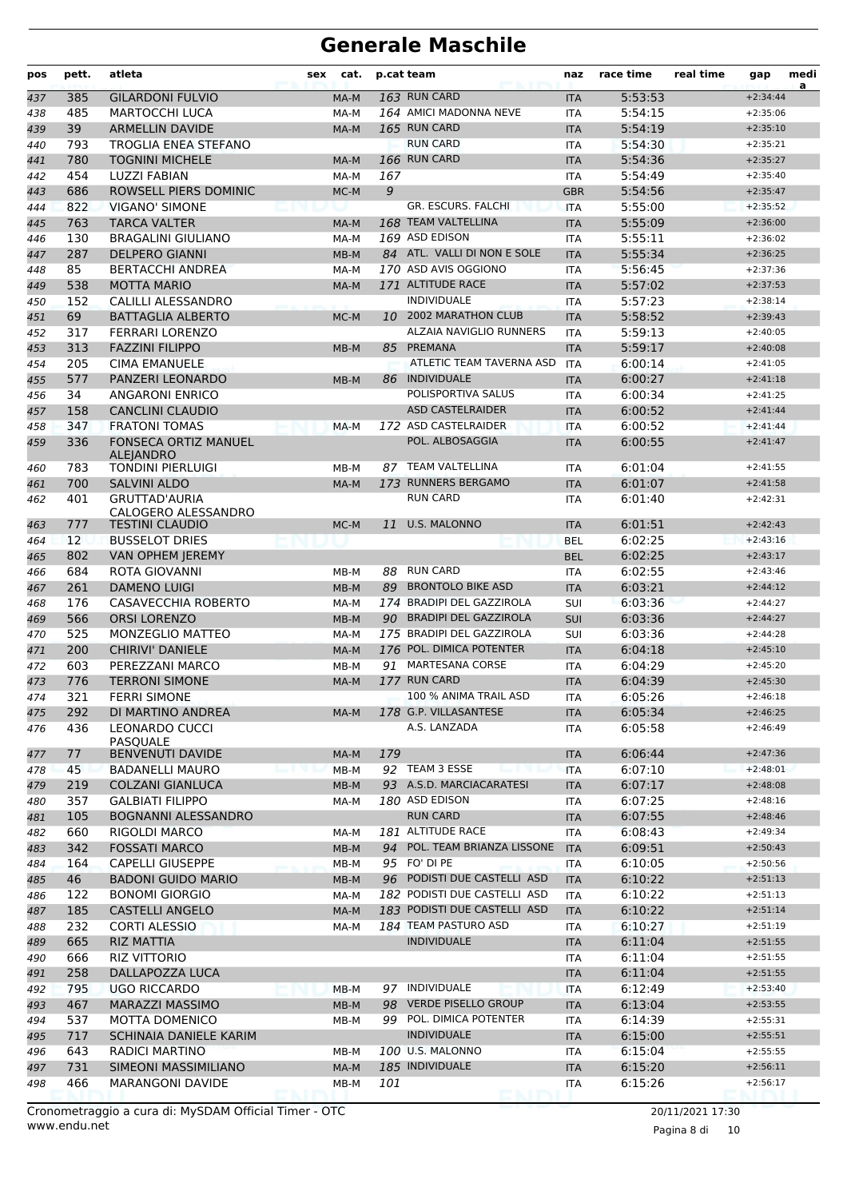# Generale Maschile

| pos | pett. | atleta | sex | cat. | p.cat | team | naz | race time | real time | gap | media |
|---|---|---|---|---|---|---|---|---|---|---|---|
| 437 | 385 | GILARDONI FULVIO | | MA-M | 163 | RUN CARD | ITA | 5:53:53 | | +2:34:44 | |
| 438 | 485 | MARTOCCHI LUCA | | MA-M | 164 | AMICI MADONNA NEVE | ITA | 5:54:15 | | +2:35:06 | |
| 439 | 39 | ARMELLIN DAVIDE | | MA-M | 165 | RUN CARD | ITA | 5:54:19 | | +2:35:10 | |
| 440 | 793 | TROGLIA ENEA STEFANO | | | | RUN CARD | ITA | 5:54:30 | | +2:35:21 | |
| 441 | 780 | TOGNINI MICHELE | | MA-M | 166 | RUN CARD | ITA | 5:54:36 | | +2:35:27 | |
| 442 | 454 | LUZZI FABIAN | | MA-M | 167 | | ITA | 5:54:49 | | +2:35:40 | |
| 443 | 686 | ROWSELL PIERS DOMINIC | | MC-M | 9 | | GBR | 5:54:56 | | +2:35:47 | |
| 444 | 822 | VIGANO' SIMONE | | | | GR. ESCURS. FALCHI | ITA | 5:55:00 | | +2:35:52 | |
| 445 | 763 | TARCA VALTER | | MA-M | 168 | TEAM VALTELLINA | ITA | 5:55:09 | | +2:36:00 | |
| 446 | 130 | BRAGALINI GIULIANO | | MA-M | 169 | ASD EDISON | ITA | 5:55:11 | | +2:36:02 | |
| 447 | 287 | DELPERO GIANNI | | MB-M | 84 | ATL. VALLI DI NON E SOLE | ITA | 5:55:34 | | +2:36:25 | |
| 448 | 85 | BERTACCHI ANDREA | | MA-M | 170 | ASD AVIS OGGIONO | ITA | 5:56:45 | | +2:37:36 | |
| 449 | 538 | MOTTA MARIO | | MA-M | 171 | ALTITUDE RACE | ITA | 5:57:02 | | +2:37:53 | |
| 450 | 152 | CALILLI ALESSANDRO | | | | INDIVIDUALE | ITA | 5:57:23 | | +2:38:14 | |
| 451 | 69 | BATTAGLIA ALBERTO | | MC-M | 10 | 2002 MARATHON CLUB | ITA | 5:58:52 | | +2:39:43 | |
| 452 | 317 | FERRARI LORENZO | | | | ALZAIA NAVIGLIO RUNNERS | ITA | 5:59:13 | | +2:40:05 | |
| 453 | 313 | FAZZINI FILIPPO | | MB-M | 85 | PREMANA | ITA | 5:59:17 | | +2:40:08 | |
| 454 | 205 | CIMA EMANUELE | | | | ATLETIC TEAM TAVERNA ASD | ITA | 6:00:14 | | +2:41:05 | |
| 455 | 577 | PANZERI LEONARDO | | MB-M | 86 | INDIVIDUALE | ITA | 6:00:27 | | +2:41:18 | |
| 456 | 34 | ANGARONI ENRICO | | | | POLISPORTIVA SALUS | ITA | 6:00:34 | | +2:41:25 | |
| 457 | 158 | CANCLINI CLAUDIO | | | | ASD CASTELRAIDER | ITA | 6:00:52 | | +2:41:44 | |
| 458 | 347 | FRATONI TOMAS | | MA-M | 172 | ASD CASTELRAIDER | ITA | 6:00:52 | | +2:41:44 | |
| 459 | 336 | FONSECA ORTIZ MANUEL ALEJANDRO | | | | POL. ALBOSAGGIA | ITA | 6:00:55 | | +2:41:47 | |
| 460 | 783 | TONDINI PIERLUIGI | | MB-M | 87 | TEAM VALTELLINA | ITA | 6:01:04 | | +2:41:55 | |
| 461 | 700 | SALVINI ALDO | | MA-M | 173 | RUNNERS BERGAMO | ITA | 6:01:07 | | +2:41:58 | |
| 462 | 401 | GRUTTAD'AURIA CALOGERO ALESSANDRO | | | | RUN CARD | ITA | 6:01:40 | | +2:42:31 | |
| 463 | 777 | TESTINI CLAUDIO | | MC-M | 11 | U.S. MALONNO | ITA | 6:01:51 | | +2:42:43 | |
| 464 | 12 | BUSSELOT DRIES | | | | | BEL | 6:02:25 | | +2:43:16 | |
| 465 | 802 | VAN OPHEM JEREMY | | | | | BEL | 6:02:25 | | +2:43:17 | |
| 466 | 684 | ROTA GIOVANNI | | MB-M | 88 | RUN CARD | ITA | 6:02:55 | | +2:43:46 | |
| 467 | 261 | DAMENO LUIGI | | MB-M | 89 | BRONTOLO BIKE ASD | ITA | 6:03:21 | | +2:44:12 | |
| 468 | 176 | CASAVECCHIA ROBERTO | | MA-M | 174 | BRADIPI DEL GAZZIROLA | SUI | 6:03:36 | | +2:44:27 | |
| 469 | 566 | ORSI LORENZO | | MB-M | 90 | BRADIPI DEL GAZZIROLA | SUI | 6:03:36 | | +2:44:27 | |
| 470 | 525 | MONZEGLIO MATTEO | | MA-M | 175 | BRADIPI DEL GAZZIROLA | SUI | 6:03:36 | | +2:44:28 | |
| 471 | 200 | CHIRIVI' DANIELE | | MA-M | 176 | POL. DIMICA POTENTER | ITA | 6:04:18 | | +2:45:10 | |
| 472 | 603 | PEREZZANI MARCO | | MB-M | 91 | MARTESANA CORSE | ITA | 6:04:29 | | +2:45:20 | |
| 473 | 776 | TERRONI SIMONE | | MA-M | 177 | RUN CARD | ITA | 6:04:39 | | +2:45:30 | |
| 474 | 321 | FERRI SIMONE | | | | 100 % ANIMA TRAIL ASD | ITA | 6:05:26 | | +2:46:18 | |
| 475 | 292 | DI MARTINO ANDREA | | MA-M | 178 | G.P. VILLASANTESE | ITA | 6:05:34 | | +2:46:25 | |
| 476 | 436 | LEONARDO CUCCI PASQUALE | | | | A.S. LANZADA | ITA | 6:05:58 | | +2:46:49 | |
| 477 | 77 | BENVENUTI DAVIDE | | MA-M | 179 | | ITA | 6:06:44 | | +2:47:36 | |
| 478 | 45 | BADANELLI MAURO | | MB-M | 92 | TEAM 3 ESSE | ITA | 6:07:10 | | +2:48:01 | |
| 479 | 219 | COLZANI GIANLUCA | | MB-M | 93 | A.S.D. MARCIACARATESI | ITA | 6:07:17 | | +2:48:08 | |
| 480 | 357 | GALBIATI FILIPPO | | MA-M | 180 | ASD EDISON | ITA | 6:07:25 | | +2:48:16 | |
| 481 | 105 | BOGNANNI ALESSANDRO | | | | RUN CARD | ITA | 6:07:55 | | +2:48:46 | |
| 482 | 660 | RIGOLDI MARCO | | MA-M | 181 | ALTITUDE RACE | ITA | 6:08:43 | | +2:49:34 | |
| 483 | 342 | FOSSATI MARCO | | MB-M | 94 | POL. TEAM BRIANZA LISSONE | ITA | 6:09:51 | | +2:50:43 | |
| 484 | 164 | CAPELLI GIUSEPPE | | MB-M | 95 | FO' DI PE | ITA | 6:10:05 | | +2:50:56 | |
| 485 | 46 | BADONI GUIDO MARIO | | MB-M | 96 | PODISTI DUE CASTELLI ASD | ITA | 6:10:22 | | +2:51:13 | |
| 486 | 122 | BONOMI GIORGIO | | MA-M | 182 | PODISTI DUE CASTELLI ASD | ITA | 6:10:22 | | +2:51:13 | |
| 487 | 185 | CASTELLI ANGELO | | MA-M | 183 | PODISTI DUE CASTELLI ASD | ITA | 6:10:22 | | +2:51:14 | |
| 488 | 232 | CORTI ALESSIO | | MA-M | 184 | TEAM PASTURO ASD | ITA | 6:10:27 | | +2:51:19 | |
| 489 | 665 | RIZ MATTIA | | | | INDIVIDUALE | ITA | 6:11:04 | | +2:51:55 | |
| 490 | 666 | RIZ VITTORIO | | | | | ITA | 6:11:04 | | +2:51:55 | |
| 491 | 258 | DALLAPOZZA LUCA | | | | | ITA | 6:11:04 | | +2:51:55 | |
| 492 | 795 | UGO RICCARDO | | MB-M | 97 | INDIVIDUALE | ITA | 6:12:49 | | +2:53:40 | |
| 493 | 467 | MARAZZI MASSIMO | | MB-M | 98 | VERDE PISELLO GROUP | ITA | 6:13:04 | | +2:53:55 | |
| 494 | 537 | MOTTA DOMENICO | | MB-M | 99 | POL. DIMICA POTENTER | ITA | 6:14:39 | | +2:55:31 | |
| 495 | 717 | SCHINAIA DANIELE KARIM | | | | INDIVIDUALE | ITA | 6:15:00 | | +2:55:51 | |
| 496 | 643 | RADICI MARTINO | | MB-M | 100 | U.S. MALONNO | ITA | 6:15:04 | | +2:55:55 | |
| 497 | 731 | SIMEONI MASSIMILIANO | | MA-M | 185 | INDIVIDUALE | ITA | 6:15:20 | | +2:56:11 | |
| 498 | 466 | MARANGONI DAVIDE | | MB-M | 101 | | ITA | 6:15:26 | | +2:56:17 | |

Cronometraggio a cura di: MySDAM Official Timer - OTC
www.endu.net

20/11/2021 17:30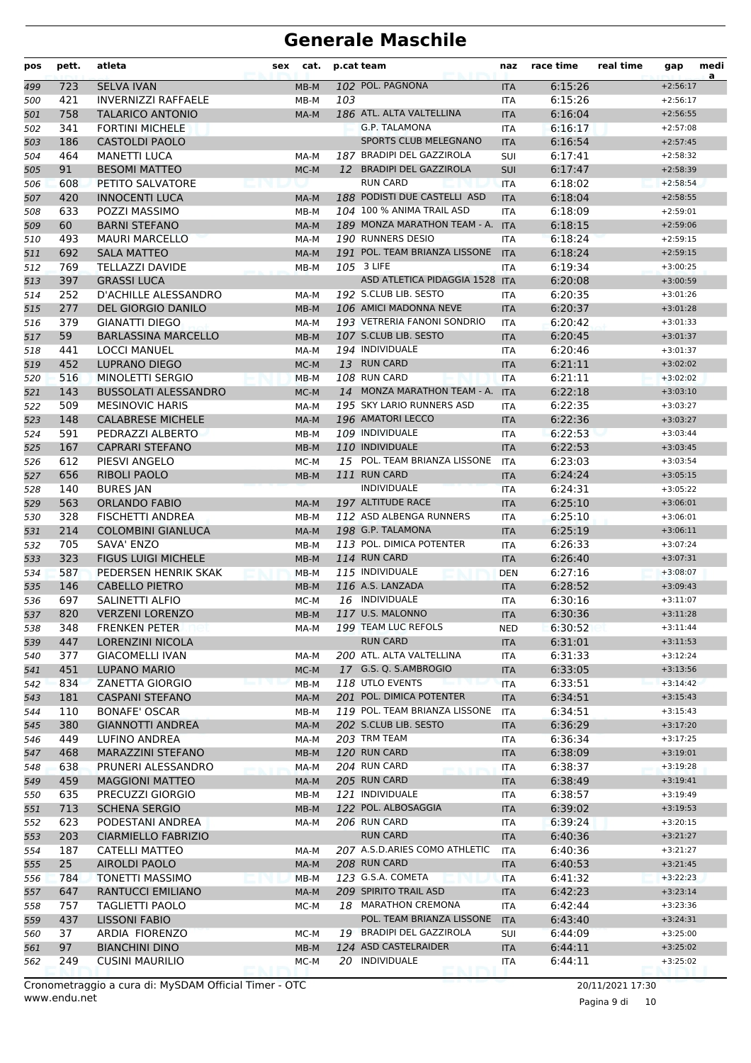# Generale Maschile

| pos | pett. | atleta | sex | cat. | p.cat | team | naz | race time | real time | gap | media |
|---|---|---|---|---|---|---|---|---|---|---|---|
| 499 | 723 | SELVA IVAN | | MB-M | 102 | POL. PAGNONA | ITA | 6:15:26 | | +2:56:17 | |
| 500 | 421 | INVERNIZZI RAFFAELE | | MB-M | 103 | | ITA | 6:15:26 | | +2:56:17 | |
| 501 | 758 | TALARICO ANTONIO | | MA-M | 186 | ATL. ALTA VALTELLINA | ITA | 6:16:04 | | +2:56:55 | |
| 502 | 341 | FORTINI MICHELE | | | | G.P. TALAMONA | ITA | 6:16:17 | | +2:57:08 | |
| 503 | 186 | CASTOLDI PAOLO | | | | SPORTS CLUB MELEGNANO | ITA | 6:16:54 | | +2:57:45 | |
| 504 | 464 | MANETTI LUCA | | MA-M | 187 | BRADIPI DEL GAZZIROLA | SUI | 6:17:41 | | +2:58:32 | |
| 505 | 91 | BESOMI MATTEO | | MC-M | 12 | BRADIPI DEL GAZZIROLA | SUI | 6:17:47 | | +2:58:39 | |
| 506 | 608 | PETITO SALVATORE | | | | RUN CARD | ITA | 6:18:02 | | +2:58:54 | |
| 507 | 420 | INNOCENTI LUCA | | MA-M | 188 | PODISTI DUE CASTELLI ASD | ITA | 6:18:04 | | +2:58:55 | |
| 508 | 633 | POZZI MASSIMO | | MB-M | 104 | 100 % ANIMA TRAIL ASD | ITA | 6:18:09 | | +2:59:01 | |
| 509 | 60 | BARNI STEFANO | | MA-M | 189 | MONZA MARATHON TEAM - A. | ITA | 6:18:15 | | +2:59:06 | |
| 510 | 493 | MAURI MARCELLO | | MA-M | 190 | RUNNERS DESIO | ITA | 6:18:24 | | +2:59:15 | |
| 511 | 692 | SALA MATTEO | | MA-M | 191 | POL. TEAM BRIANZA LISSONE | ITA | 6:18:24 | | +2:59:15 | |
| 512 | 769 | TELLAZZI DAVIDE | | MB-M | 105 | 3 LIFE | ITA | 6:19:34 | | +3:00:25 | |
| 513 | 397 | GRASSI LUCA | | | | ASD ATLETICA PIDAGGIA 1528 | ITA | 6:20:08 | | +3:00:59 | |
| 514 | 252 | D'ACHILLE ALESSANDRO | | MA-M | 192 | S.CLUB LIB. SESTO | ITA | 6:20:35 | | +3:01:26 | |
| 515 | 277 | DEL GIORGIO DANILO | | MB-M | 106 | AMICI MADONNA NEVE | ITA | 6:20:37 | | +3:01:28 | |
| 516 | 379 | GIANATTI DIEGO | | MA-M | 193 | VETRERIA FANONI SONDRIO | ITA | 6:20:42 | | +3:01:33 | |
| 517 | 59 | BARLASSINA MARCELLO | | MB-M | 107 | S.CLUB LIB. SESTO | ITA | 6:20:45 | | +3:01:37 | |
| 518 | 441 | LOCCI MANUEL | | MA-M | 194 | INDIVIDUALE | ITA | 6:20:46 | | +3:01:37 | |
| 519 | 452 | LUPRANO DIEGO | | MC-M | 13 | RUN CARD | ITA | 6:21:11 | | +3:02:02 | |
| 520 | 516 | MINOLETTI SERGIO | | MB-M | 108 | RUN CARD | ITA | 6:21:11 | | +3:02:02 | |
| 521 | 143 | BUSSOLATI ALESSANDRO | | MC-M | 14 | MONZA MARATHON TEAM - A. | ITA | 6:22:18 | | +3:03:10 | |
| 522 | 509 | MESINOVIC HARIS | | MA-M | 195 | SKY LARIO RUNNERS ASD | ITA | 6:22:35 | | +3:03:27 | |
| 523 | 148 | CALABRESE MICHELE | | MA-M | 196 | AMATORI LECCO | ITA | 6:22:36 | | +3:03:27 | |
| 524 | 591 | PEDRAZZI ALBERTO | | MB-M | 109 | INDIVIDUALE | ITA | 6:22:53 | | +3:03:44 | |
| 525 | 167 | CAPRARI STEFANO | | MB-M | 110 | INDIVIDUALE | ITA | 6:22:53 | | +3:03:45 | |
| 526 | 612 | PIESVI ANGELO | | MC-M | 15 | POL. TEAM BRIANZA LISSONE | ITA | 6:23:03 | | +3:03:54 | |
| 527 | 656 | RIBOLI PAOLO | | MB-M | 111 | RUN CARD | ITA | 6:24:24 | | +3:05:15 | |
| 528 | 140 | BURES JAN | | | | INDIVIDUALE | ITA | 6:24:31 | | +3:05:22 | |
| 529 | 563 | ORLANDO FABIO | | MA-M | 197 | ALTITUDE RACE | ITA | 6:25:10 | | +3:06:01 | |
| 530 | 328 | FISCHETTI ANDREA | | MB-M | 112 | ASD ALBENGA RUNNERS | ITA | 6:25:10 | | +3:06:01 | |
| 531 | 214 | COLOMBINI GIANLUCA | | MA-M | 198 | G.P. TALAMONA | ITA | 6:25:19 | | +3:06:11 | |
| 532 | 705 | SAVA' ENZO | | MB-M | 113 | POL. DIMICA POTENTER | ITA | 6:26:33 | | +3:07:24 | |
| 533 | 323 | FIGUS LUIGI MICHELE | | MB-M | 114 | RUN CARD | ITA | 6:26:40 | | +3:07:31 | |
| 534 | 587 | PEDERSEN HENRIK SKAK | | MB-M | 115 | INDIVIDUALE | DEN | 6:27:16 | | +3:08:07 | |
| 535 | 146 | CABELLO PIETRO | | MB-M | 116 | A.S. LANZADA | ITA | 6:28:52 | | +3:09:43 | |
| 536 | 697 | SALINETTI ALFIO | | MC-M | 16 | INDIVIDUALE | ITA | 6:30:16 | | +3:11:07 | |
| 537 | 820 | VERZENI LORENZO | | MB-M | 117 | U.S. MALONNO | ITA | 6:30:36 | | +3:11:28 | |
| 538 | 348 | FRENKEN PETER | | MA-M | 199 | TEAM LUC REFOLS | NED | 6:30:52 | | +3:11:44 | |
| 539 | 447 | LORENZINI NICOLA | | | | RUN CARD | ITA | 6:31:01 | | +3:11:53 | |
| 540 | 377 | GIACOMELLI IVAN | | MA-M | 200 | ATL. ALTA VALTELLINA | ITA | 6:31:33 | | +3:12:24 | |
| 541 | 451 | LUPANO MARIO | | MC-M | 17 | G.S. Q. S.AMBROGIO | ITA | 6:33:05 | | +3:13:56 | |
| 542 | 834 | ZANETTA GIORGIO | | MB-M | 118 | UTLO EVENTS | ITA | 6:33:51 | | +3:14:42 | |
| 543 | 181 | CASPANI STEFANO | | MA-M | 201 | POL. DIMICA POTENTER | ITA | 6:34:51 | | +3:15:43 | |
| 544 | 110 | BONAFE' OSCAR | | MB-M | 119 | POL. TEAM BRIANZA LISSONE | ITA | 6:34:51 | | +3:15:43 | |
| 545 | 380 | GIANNOTTI ANDREA | | MA-M | 202 | S.CLUB LIB. SESTO | ITA | 6:36:29 | | +3:17:20 | |
| 546 | 449 | LUFINO ANDREA | | MA-M | 203 | TRM TEAM | ITA | 6:36:34 | | +3:17:25 | |
| 547 | 468 | MARAZZINI STEFANO | | MB-M | 120 | RUN CARD | ITA | 6:38:09 | | +3:19:01 | |
| 548 | 638 | PRUNERI ALESSANDRO | | MA-M | 204 | RUN CARD | ITA | 6:38:37 | | +3:19:28 | |
| 549 | 459 | MAGGIONI MATTEO | | MA-M | 205 | RUN CARD | ITA | 6:38:49 | | +3:19:41 | |
| 550 | 635 | PRECUZZI GIORGIO | | MB-M | 121 | INDIVIDUALE | ITA | 6:38:57 | | +3:19:49 | |
| 551 | 713 | SCHENA SERGIO | | MB-M | 122 | POL. ALBOSAGGIA | ITA | 6:39:02 | | +3:19:53 | |
| 552 | 623 | PODESTANI ANDREA | | MA-M | 206 | RUN CARD | ITA | 6:39:24 | | +3:20:15 | |
| 553 | 203 | CIARMIELLO FABRIZIO | | | | RUN CARD | ITA | 6:40:36 | | +3:21:27 | |
| 554 | 187 | CATELLI MATTEO | | MA-M | 207 | A.S.D.ARIES COMO ATHLETIC | ITA | 6:40:36 | | +3:21:27 | |
| 555 | 25 | AIROLDI PAOLO | | MA-M | 208 | RUN CARD | ITA | 6:40:53 | | +3:21:45 | |
| 556 | 784 | TONETTI MASSIMO | | MB-M | 123 | G.S.A. COMETA | ITA | 6:41:32 | | +3:22:23 | |
| 557 | 647 | RANTUCCI EMILIANO | | MA-M | 209 | SPIRITO TRAIL ASD | ITA | 6:42:23 | | +3:23:14 | |
| 558 | 757 | TAGLIETTI PAOLO | | MC-M | 18 | MARATHON CREMONA | ITA | 6:42:44 | | +3:23:36 | |
| 559 | 437 | LISSONI FABIO | | | | POL. TEAM BRIANZA LISSONE | ITA | 6:43:40 | | +3:24:31 | |
| 560 | 37 | ARDIA FIORENZO | | MC-M | 19 | BRADIPI DEL GAZZIROLA | SUI | 6:44:09 | | +3:25:00 | |
| 561 | 97 | BIANCHINI DINO | | MB-M | 124 | ASD CASTELRAIDER | ITA | 6:44:11 | | +3:25:02 | |
| 562 | 249 | CUSINI MAURILIO | | MC-M | 20 | INDIVIDUALE | ITA | 6:44:11 | | +3:25:02 | |

Cronometraggio a cura di: MySDAM Official Timer - OTC
www.endu.net

20/11/2021 17:30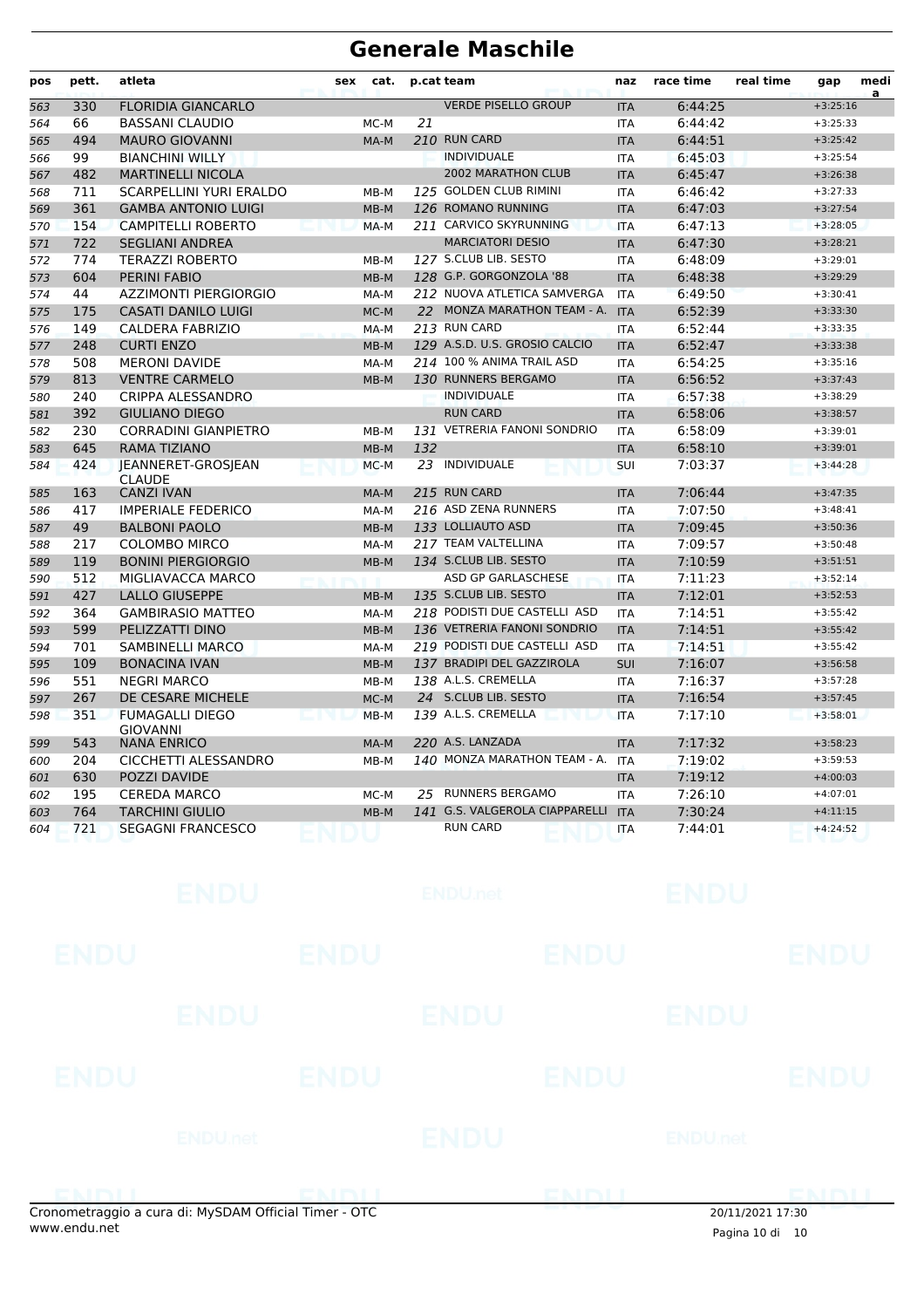# Generale Maschile

| pos | pett. | atleta | sex | cat. | p.cat | team | naz | race time | real time | gap | medi a |
|---|---|---|---|---|---|---|---|---|---|---|---|
| 563 | 330 | FLORIDIA GIANCARLO | | | | VERDE PISELLO GROUP | ITA | 6:44:25 | | +3:25:16 | |
| 564 | 66 | BASSANI CLAUDIO | | MC-M | 21 | | ITA | 6:44:42 | | +3:25:33 | |
| 565 | 494 | MAURO GIOVANNI | | MA-M | 210 | RUN CARD | ITA | 6:44:51 | | +3:25:42 | |
| 566 | 99 | BIANCHINI WILLY | | | | INDIVIDUALE | ITA | 6:45:03 | | +3:25:54 | |
| 567 | 482 | MARTINELLI NICOLA | | | | 2002 MARATHON CLUB | ITA | 6:45:47 | | +3:26:38 | |
| 568 | 711 | SCARPELLINI YURI ERALDO | | MB-M | 125 | GOLDEN CLUB RIMINI | ITA | 6:46:42 | | +3:27:33 | |
| 569 | 361 | GAMBA ANTONIO LUIGI | | MB-M | 126 | ROMANO RUNNING | ITA | 6:47:03 | | +3:27:54 | |
| 570 | 154 | CAMPITELLI ROBERTO | | MA-M | 211 | CARVICO SKYRUNNING | ITA | 6:47:13 | | +3:28:05 | |
| 571 | 722 | SEGLIANI ANDREA | | | | MARCIATORI DESIO | ITA | 6:47:30 | | +3:28:21 | |
| 572 | 774 | TERAZZI ROBERTO | | MB-M | 127 | S.CLUB LIB. SESTO | ITA | 6:48:09 | | +3:29:01 | |
| 573 | 604 | PERINI FABIO | | MB-M | 128 | G.P. GORGONZOLA '88 | ITA | 6:48:38 | | +3:29:29 | |
| 574 | 44 | AZZIMONTI PIERGIORGIO | | MA-M | 212 | NUOVA ATLETICA SAMVERGA | ITA | 6:49:50 | | +3:30:41 | |
| 575 | 175 | CASATI DANILO LUIGI | | MC-M | 22 | MONZA MARATHON TEAM - A. | ITA | 6:52:39 | | +3:33:30 | |
| 576 | 149 | CALDERA FABRIZIO | | MA-M | 213 | RUN CARD | ITA | 6:52:44 | | +3:33:35 | |
| 577 | 248 | CURTI ENZO | | MB-M | 129 | A.S.D. U.S. GROSIO CALCIO | ITA | 6:52:47 | | +3:33:38 | |
| 578 | 508 | MERONI DAVIDE | | MA-M | 214 | 100 % ANIMA TRAIL ASD | ITA | 6:54:25 | | +3:35:16 | |
| 579 | 813 | VENTRE CARMELO | | MB-M | 130 | RUNNERS BERGAMO | ITA | 6:56:52 | | +3:37:43 | |
| 580 | 240 | CRIPPA ALESSANDRO | | | | INDIVIDUALE | ITA | 6:57:38 | | +3:38:29 | |
| 581 | 392 | GIULIANO DIEGO | | | | RUN CARD | ITA | 6:58:06 | | +3:38:57 | |
| 582 | 230 | CORRADINI GIANPIETRO | | MB-M | 131 | VETRERIA FANONI SONDRIO | ITA | 6:58:09 | | +3:39:01 | |
| 583 | 645 | RAMA TIZIANO | | MB-M | 132 | | ITA | 6:58:10 | | +3:39:01 | |
| 584 | 424 | JEANNERET-GROSJEAN CLAUDE | | MC-M | 23 | INDIVIDUALE | SUI | 7:03:37 | | +3:44:28 | |
| 585 | 163 | CANZI IVAN | | MA-M | 215 | RUN CARD | ITA | 7:06:44 | | +3:47:35 | |
| 586 | 417 | IMPERIALE FEDERICO | | MA-M | 216 | ASD ZENA RUNNERS | ITA | 7:07:50 | | +3:48:41 | |
| 587 | 49 | BALBONI PAOLO | | MB-M | 133 | LOLLIAUTO ASD | ITA | 7:09:45 | | +3:50:36 | |
| 588 | 217 | COLOMBO MIRCO | | MA-M | 217 | TEAM VALTELLINA | ITA | 7:09:57 | | +3:50:48 | |
| 589 | 119 | BONINI PIERGIORGIO | | MB-M | 134 | S.CLUB LIB. SESTO | ITA | 7:10:59 | | +3:51:51 | |
| 590 | 512 | MIGLIAVACCA MARCO | | | | ASD GP GARLASCHESE | ITA | 7:11:23 | | +3:52:14 | |
| 591 | 427 | LALLO GIUSEPPE | | MB-M | 135 | S.CLUB LIB. SESTO | ITA | 7:12:01 | | +3:52:53 | |
| 592 | 364 | GAMBIRASIO MATTEO | | MA-M | 218 | PODISTI DUE CASTELLI ASD | ITA | 7:14:51 | | +3:55:42 | |
| 593 | 599 | PELIZZATTI DINO | | MB-M | 136 | VETRERIA FANONI SONDRIO | ITA | 7:14:51 | | +3:55:42 | |
| 594 | 701 | SAMBINELLI MARCO | | MA-M | 219 | PODISTI DUE CASTELLI ASD | ITA | 7:14:51 | | +3:55:42 | |
| 595 | 109 | BONACINA IVAN | | MB-M | 137 | BRADIPI DEL GAZZIROLA | SUI | 7:16:07 | | +3:56:58 | |
| 596 | 551 | NEGRI MARCO | | MB-M | 138 | A.L.S. CREMELLA | ITA | 7:16:37 | | +3:57:28 | |
| 597 | 267 | DE CESARE MICHELE | | MC-M | 24 | S.CLUB LIB. SESTO | ITA | 7:16:54 | | +3:57:45 | |
| 598 | 351 | FUMAGALLI DIEGO GIOVANNI | | MB-M | 139 | A.L.S. CREMELLA | ITA | 7:17:10 | | +3:58:01 | |
| 599 | 543 | NANA ENRICO | | MA-M | 220 | A.S. LANZADA | ITA | 7:17:32 | | +3:58:23 | |
| 600 | 204 | CICCHETTI ALESSANDRO | | MB-M | 140 | MONZA MARATHON TEAM - A. | ITA | 7:19:02 | | +3:59:53 | |
| 601 | 630 | POZZI DAVIDE | | | | | ITA | 7:19:12 | | +4:00:03 | |
| 602 | 195 | CEREDA MARCO | | MC-M | 25 | RUNNERS BERGAMO | ITA | 7:26:10 | | +4:07:01 | |
| 603 | 764 | TARCHINI GIULIO | | MB-M | 141 | G.S. VALGEROLA CIAPPARELLI | ITA | 7:30:24 | | +4:11:15 | |
| 604 | 721 | SEGAGNI FRANCESCO | | | | RUN CARD | ITA | 7:44:01 | | +4:24:52 | |

Cronometraggio a cura di: MySDAM Official Timer - OTC
www.endu.net

20/11/2021 17:30